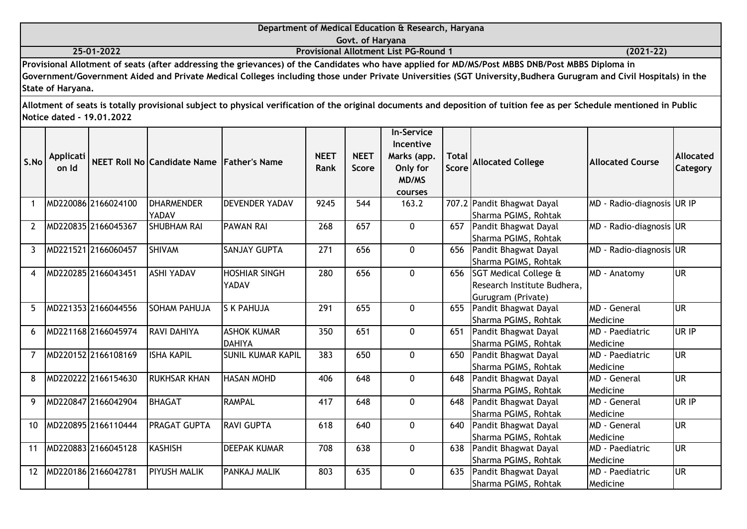# Department of Medical Education & Research, Haryana

## Govt. of Haryana

**25-01-2022** | **Provisional Allotment List PG-Round 1** | **(2021-22)**

**Provisional Allotment of seats (after addressing the grievances) of the Candidates who have applied for MD/MS/Post MBBS DNB/Post MBBS Diploma in Government/Government Aided and Private Medical Colleges including those under Private Universities (SGT University,Budhera Gurugram and Civil Hospitals) in the State of Haryana.**

**Allotment of seats is totally provisional subject to physical verification of the original documents and deposition of tuition fee as per Schedule mentioned in Public Notice dated - 19.01.2022**

| S.No | Application Id | NEET Roll No | Candidate Name | Father's Name | NEET Rank | NEET Score | In-Service Incentive Marks (app. Only for MD/MS courses | Total Score | Allocated College | Allocated Course | Allocated Category |
|---|---|---|---|---|---|---|---|---|---|---|---|
| 1 | MD220086 | 2166024100 | DHARMENDER YADAV | DEVENDER YADAV | 9245 | 544 | 163.2 | 707.2 | Pandit Bhagwat Dayal Sharma PGIMS, Rohtak | MD - Radio-diagnosis | UR IP |
| 2 | MD220835 | 2166045367 | SHUBHAM RAI | PAWAN RAI | 268 | 657 | 0 | 657 | Pandit Bhagwat Dayal Sharma PGIMS, Rohtak | MD - Radio-diagnosis | UR |
| 3 | MD221521 | 2166060457 | SHIVAM | SANJAY GUPTA | 271 | 656 | 0 | 656 | Pandit Bhagwat Dayal Sharma PGIMS, Rohtak | MD - Radio-diagnosis | UR |
| 4 | MD220285 | 2166043451 | ASHI YADAV | HOSHIAR SINGH YADAV | 280 | 656 | 0 | 656 | SGT Medical College & Research Institute Budhera, Gurugram (Private) | MD - Anatomy | UR |
| 5 | MD221353 | 2166044556 | SOHAM PAHUJA | S K PAHUJA | 291 | 655 | 0 | 655 | Pandit Bhagwat Dayal Sharma PGIMS, Rohtak | MD - General Medicine | UR |
| 6 | MD221168 | 2166045974 | RAVI DAHIYA | ASHOK KUMAR DAHIYA | 350 | 651 | 0 | 651 | Pandit Bhagwat Dayal Sharma PGIMS, Rohtak | MD - Paediatric Medicine | UR IP |
| 7 | MD220152 | 2166108169 | ISHA KAPIL | SUNIL KUMAR KAPIL | 383 | 650 | 0 | 650 | Pandit Bhagwat Dayal Sharma PGIMS, Rohtak | MD - Paediatric Medicine | UR |
| 8 | MD220222 | 2166154630 | RUKHSAR KHAN | HASAN MOHD | 406 | 648 | 0 | 648 | Pandit Bhagwat Dayal Sharma PGIMS, Rohtak | MD - General Medicine | UR |
| 9 | MD220847 | 2166042904 | BHAGAT | RAMPAL | 417 | 648 | 0 | 648 | Pandit Bhagwat Dayal Sharma PGIMS, Rohtak | MD - General Medicine | UR IP |
| 10 | MD220895 | 2166110444 | PRAGAT GUPTA | RAVI GUPTA | 618 | 640 | 0 | 640 | Pandit Bhagwat Dayal Sharma PGIMS, Rohtak | MD - General Medicine | UR |
| 11 | MD220883 | 2166045128 | KASHISH | DEEPAK KUMAR | 708 | 638 | 0 | 638 | Pandit Bhagwat Dayal Sharma PGIMS, Rohtak | MD - Paediatric Medicine | UR |
| 12 | MD220186 | 2166042781 | PIYUSH MALIK | PANKAJ MALIK | 803 | 635 | 0 | 635 | Pandit Bhagwat Dayal Sharma PGIMS, Rohtak | MD - Paediatric Medicine | UR |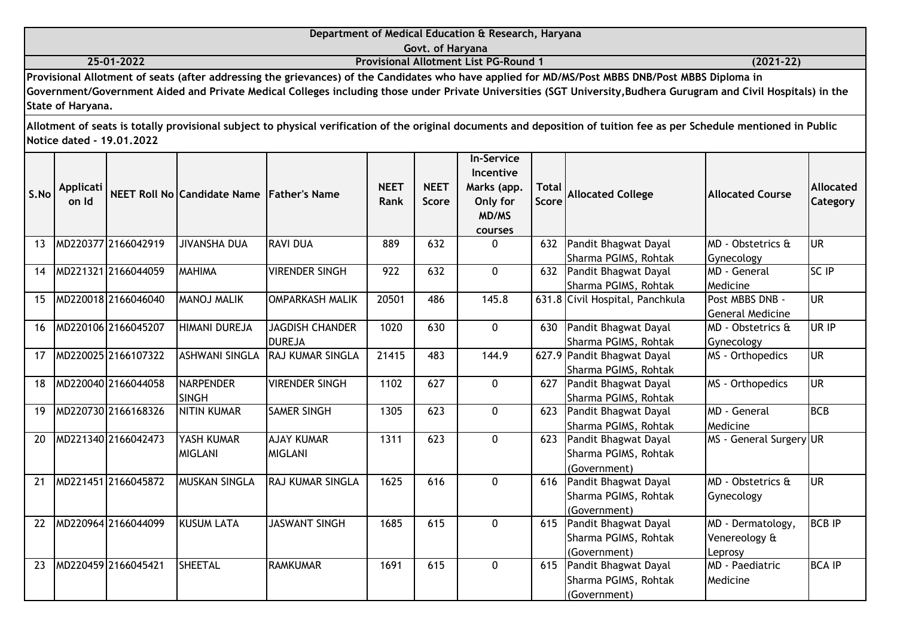**Department of Medical Education & Research, Haryana**

**Govt. of Haryana**

**25-01-2022** **Provisional Allotment List PG-Round 1** **(2021-22)**

**Provisional Allotment of seats (after addressing the grievances) of the Candidates who have applied for MD/MS/Post MBBS DNB/Post MBBS Diploma in Government/Government Aided and Private Medical Colleges including those under Private Universities (SGT University,Budhera Gurugram and Civil Hospitals) in the State of Haryana.**

**Allotment of seats is totally provisional subject to physical verification of the original documents and deposition of tuition fee as per Schedule mentioned in Public Notice dated - 19.01.2022**

| S.No | Application Id | NEET Roll No | Candidate Name | Father's Name | NEET Rank | NEET Score | In-Service Incentive Marks (app. Only for MD/MS courses | Total Score | Allocated College | Allocated Course | Allocated Category |
|---|---|---|---|---|---|---|---|---|---|---|---|
| 13 | MD220377 | 2166042919 | JIVANSHA DUA | RAVI DUA | 889 | 632 | 0 | 632 | Pandit Bhagwat Dayal Sharma PGIMS, Rohtak | MD - Obstetrics & Gynecology | UR |
| 14 | MD221321 | 2166044059 | MAHIMA | VIRENDER SINGH | 922 | 632 | 0 | 632 | Pandit Bhagwat Dayal Sharma PGIMS, Rohtak | MD - General Medicine | SC IP |
| 15 | MD220018 | 2166046040 | MANOJ MALIK | OMPARKASH MALIK | 20501 | 486 | 145.8 | 631.8 | Civil Hospital, Panchkula | Post MBBS DNB - General Medicine | UR |
| 16 | MD220106 | 2166045207 | HIMANI DUREJA | JAGDISH CHANDER DUREJA | 1020 | 630 | 0 | 630 | Pandit Bhagwat Dayal Sharma PGIMS, Rohtak | MD - Obstetrics & Gynecology | UR IP |
| 17 | MD220025 | 2166107322 | ASHWANI SINGLA | RAJ KUMAR SINGLA | 21415 | 483 | 144.9 | 627.9 | Pandit Bhagwat Dayal Sharma PGIMS, Rohtak | MS - Orthopedics | UR |
| 18 | MD220040 | 2166044058 | NARPENDER SINGH | VIRENDER SINGH | 1102 | 627 | 0 | 627 | Pandit Bhagwat Dayal Sharma PGIMS, Rohtak | MS - Orthopedics | UR |
| 19 | MD220730 | 2166168326 | NITIN KUMAR | SAMER SINGH | 1305 | 623 | 0 | 623 | Pandit Bhagwat Dayal Sharma PGIMS, Rohtak | MD - General Medicine | BCB |
| 20 | MD221340 | 2166042473 | YASH KUMAR MIGLANI | AJAY KUMAR MIGLANI | 1311 | 623 | 0 | 623 | Pandit Bhagwat Dayal Sharma PGIMS, Rohtak (Government) | MS - General Surgery | UR |
| 21 | MD221451 | 2166045872 | MUSKAN SINGLA | RAJ KUMAR SINGLA | 1625 | 616 | 0 | 616 | Pandit Bhagwat Dayal Sharma PGIMS, Rohtak (Government) | MD - Obstetrics & Gynecology | UR |
| 22 | MD220964 | 2166044099 | KUSUM LATA | JASWANT SINGH | 1685 | 615 | 0 | 615 | Pandit Bhagwat Dayal Sharma PGIMS, Rohtak (Government) | MD - Dermatology, Venereology & Leprosy | BCB IP |
| 23 | MD220459 | 2166045421 | SHEETAL | RAMKUMAR | 1691 | 615 | 0 | 615 | Pandit Bhagwat Dayal Sharma PGIMS, Rohtak (Government) | MD - Paediatric Medicine | BCA IP |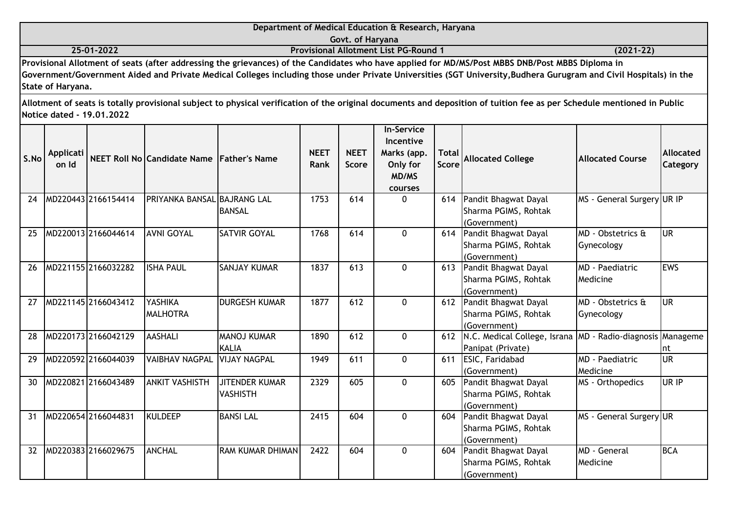# Department of Medical Education & Research, Haryana

Govt. of Haryana

25-01-2022 | **Provisional Allotment List PG-Round 1** | (2021-22)

**Provisional Allotment of seats (after addressing the grievances) of the Candidates who have applied for MD/MS/Post MBBS DNB/Post MBBS Diploma in Government/Government Aided and Private Medical Colleges including those under Private Universities (SGT University,Budhera Gurugram and Civil Hospitals) in the State of Haryana.**

**Allotment of seats is totally provisional subject to physical verification of the original documents and deposition of tuition fee as per Schedule mentioned in Public Notice dated - 19.01.2022**

| S.No | Application Id | NEET Roll No | Candidate Name | Father's Name | NEET Rank | NEET Score | In-Service Incentive Marks (app. Only for MD/MS courses | Total Score | Allocated College | Allocated Course | Allocated Category |
|---|---|---|---|---|---|---|---|---|---|---|---|
| 24 | MD220443 | 2166154414 | PRIYANKA BANSAL | BAJRANG LAL BANSAL | 1753 | 614 | 0 | 614 | Pandit Bhagwat Dayal Sharma PGIMS, Rohtak (Government) | MS - General Surgery | UR IP |
| 25 | MD220013 | 2166044614 | AVNI GOYAL | SATVIR GOYAL | 1768 | 614 | 0 | 614 | Pandit Bhagwat Dayal Sharma PGIMS, Rohtak (Government) | MD - Obstetrics & Gynecology | UR |
| 26 | MD221155 | 2166032282 | ISHA PAUL | SANJAY KUMAR | 1837 | 613 | 0 | 613 | Pandit Bhagwat Dayal Sharma PGIMS, Rohtak (Government) | MD - Paediatric Medicine | EWS |
| 27 | MD221145 | 2166043412 | YASHIKA MALHOTRA | DURGESH KUMAR | 1877 | 612 | 0 | 612 | Pandit Bhagwat Dayal Sharma PGIMS, Rohtak (Government) | MD - Obstetrics & Gynecology | UR |
| 28 | MD220173 | 2166042129 | AASHALI | MANOJ KUMAR KALIA | 1890 | 612 | 0 | 612 | N.C. Medical College, Israna Panipat (Private) | MD - Radio-diagnosis | Management |
| 29 | MD220592 | 2166044039 | VAIBHAV NAGPAL | VIJAY NAGPAL | 1949 | 611 | 0 | 611 | ESIC, Faridabad (Government) | MD - Paediatric Medicine | UR |
| 30 | MD220821 | 2166043489 | ANKIT VASHISTH | JITENDER KUMAR VASHISTH | 2329 | 605 | 0 | 605 | Pandit Bhagwat Dayal Sharma PGIMS, Rohtak (Government) | MS - Orthopedics | UR IP |
| 31 | MD220654 | 2166044831 | KULDEEP | BANSI LAL | 2415 | 604 | 0 | 604 | Pandit Bhagwat Dayal Sharma PGIMS, Rohtak (Government) | MS - General Surgery | UR |
| 32 | MD220383 | 2166029675 | ANCHAL | RAM KUMAR DHIMAN | 2422 | 604 | 0 | 604 | Pandit Bhagwat Dayal Sharma PGIMS, Rohtak (Government) | MD - General Medicine | BCA |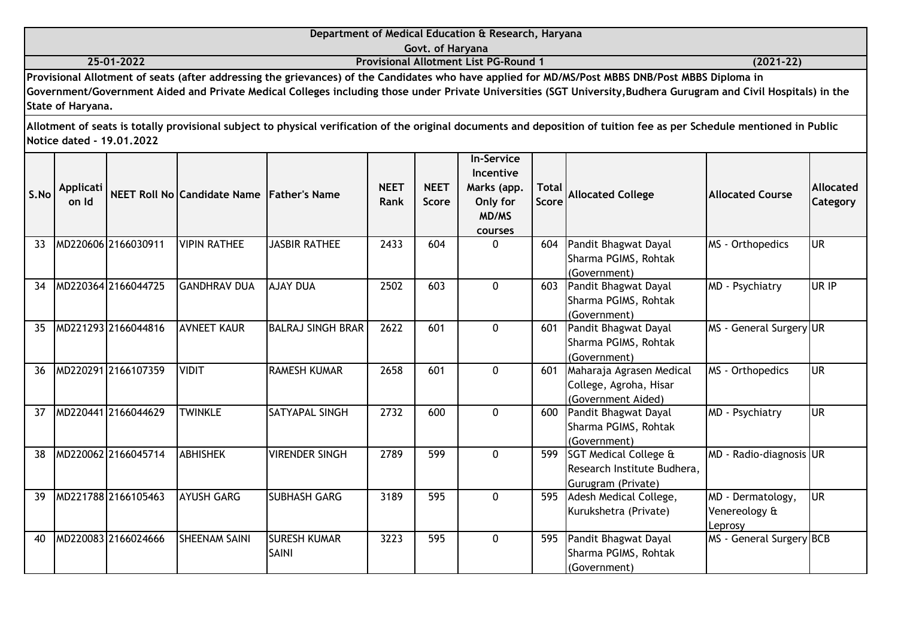**Department of Medical Education & Research, Haryana**

**Govt. of Haryana**

**25-01-2022** | **Provisional Allotment List PG-Round 1** | **(2021-22)**

**Provisional Allotment of seats (after addressing the grievances) of the Candidates who have applied for MD/MS/Post MBBS DNB/Post MBBS Diploma in Government/Government Aided and Private Medical Colleges including those under Private Universities (SGT University,Budhera Gurugram and Civil Hospitals) in the State of Haryana.**

**Allotment of seats is totally provisional subject to physical verification of the original documents and deposition of tuition fee as per Schedule mentioned in Public Notice dated - 19.01.2022**

| S.No | Application Id | NEET Roll No | Candidate Name | Father's Name | NEET Rank | NEET Score | In-Service Incentive Marks (app. Only for MD/MS courses | Total Score | Allocated College | Allocated Course | Allocated Category |
|---|---|---|---|---|---|---|---|---|---|---|---|
| 33 | MD220606 | 2166030911 | VIPIN RATHEE | JASBIR RATHEE | 2433 | 604 | 0 | 604 | Pandit Bhagwat Dayal Sharma PGIMS, Rohtak (Government) | MS - Orthopedics | UR |
| 34 | MD220364 | 2166044725 | GANDHRAV DUA | AJAY DUA | 2502 | 603 | 0 | 603 | Pandit Bhagwat Dayal Sharma PGIMS, Rohtak (Government) | MD - Psychiatry | UR IP |
| 35 | MD221293 | 2166044816 | AVNEET KAUR | BALRAJ SINGH BRAR | 2622 | 601 | 0 | 601 | Pandit Bhagwat Dayal Sharma PGIMS, Rohtak (Government) | MS - General Surgery | UR |
| 36 | MD220291 | 2166107359 | VIDIT | RAMESH KUMAR | 2658 | 601 | 0 | 601 | Maharaja Agrasen Medical College, Agroha, Hisar (Government Aided) | MS - Orthopedics | UR |
| 37 | MD220441 | 2166044629 | TWINKLE | SATYAPAL SINGH | 2732 | 600 | 0 | 600 | Pandit Bhagwat Dayal Sharma PGIMS, Rohtak (Government) | MD - Psychiatry | UR |
| 38 | MD220062 | 2166045714 | ABHISHEK | VIRENDER SINGH | 2789 | 599 | 0 | 599 | SGT Medical College & Research Institute Budhera, Gurugram (Private) | MD - Radio-diagnosis | UR |
| 39 | MD221788 | 2166105463 | AYUSH GARG | SUBHASH GARG | 3189 | 595 | 0 | 595 | Adesh Medical College, Kurukshetra (Private) | MD - Dermatology, Venereology & Leprosy | UR |
| 40 | MD220083 | 2166024666 | SHEENAM SAINI | SURESH KUMAR SAINI | 3223 | 595 | 0 | 595 | Pandit Bhagwat Dayal Sharma PGIMS, Rohtak (Government) | MS - General Surgery | BCB |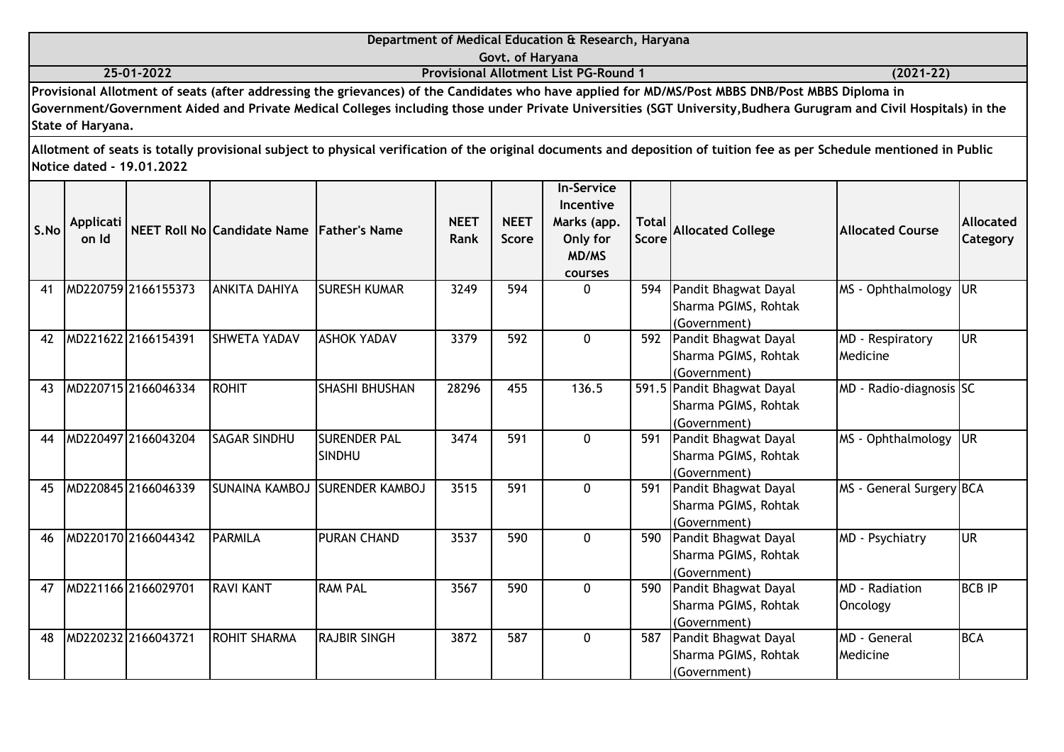**Department of Medical Education & Research, Haryana**

**Govt. of Haryana**

**25-01-2022** **Provisional Allotment List PG-Round 1** **(2021-22)**

**Provisional Allotment of seats (after addressing the grievances) of the Candidates who have applied for MD/MS/Post MBBS DNB/Post MBBS Diploma in Government/Government Aided and Private Medical Colleges including those under Private Universities (SGT University,Budhera Gurugram and Civil Hospitals) in the State of Haryana.**

**Allotment of seats is totally provisional subject to physical verification of the original documents and deposition of tuition fee as per Schedule mentioned in Public Notice dated - 19.01.2022**

| S.No | Application Id | NEET Roll No | Candidate Name | Father's Name | NEET Rank | NEET Score | In-Service Incentive Marks (app. Only for MD/MS courses | Total Score | Allocated College | Allocated Course | Allocated Category |
|---|---|---|---|---|---|---|---|---|---|---|---|
| 41 | MD220759 | 2166155373 | ANKITA DAHIYA | SURESH KUMAR | 3249 | 594 | 0 | 594 | Pandit Bhagwat Dayal Sharma PGIMS, Rohtak (Government) | MS - Ophthalmology | UR |
| 42 | MD221622 | 2166154391 | SHWETA YADAV | ASHOK YADAV | 3379 | 592 | 0 | 592 | Pandit Bhagwat Dayal Sharma PGIMS, Rohtak (Government) | MD - Respiratory Medicine | UR |
| 43 | MD220715 | 2166046334 | ROHIT | SHASHI BHUSHAN | 28296 | 455 | 136.5 | 591.5 | Pandit Bhagwat Dayal Sharma PGIMS, Rohtak (Government) | MD - Radio-diagnosis | SC |
| 44 | MD220497 | 2166043204 | SAGAR SINDHU | SURENDER PAL SINDHU | 3474 | 591 | 0 | 591 | Pandit Bhagwat Dayal Sharma PGIMS, Rohtak (Government) | MS - Ophthalmology | UR |
| 45 | MD220845 | 2166046339 | SUNAINA KAMBOJ | SURENDER KAMBOJ | 3515 | 591 | 0 | 591 | Pandit Bhagwat Dayal Sharma PGIMS, Rohtak (Government) | MS - General Surgery | BCA |
| 46 | MD220170 | 2166044342 | PARMILA | PURAN CHAND | 3537 | 590 | 0 | 590 | Pandit Bhagwat Dayal Sharma PGIMS, Rohtak (Government) | MD - Psychiatry | UR |
| 47 | MD221166 | 2166029701 | RAVI KANT | RAM PAL | 3567 | 590 | 0 | 590 | Pandit Bhagwat Dayal Sharma PGIMS, Rohtak (Government) | MD - Radiation Oncology | BCB IP |
| 48 | MD220232 | 2166043721 | ROHIT SHARMA | RAJBIR SINGH | 3872 | 587 | 0 | 587 | Pandit Bhagwat Dayal Sharma PGIMS, Rohtak (Government) | MD - General Medicine | BCA |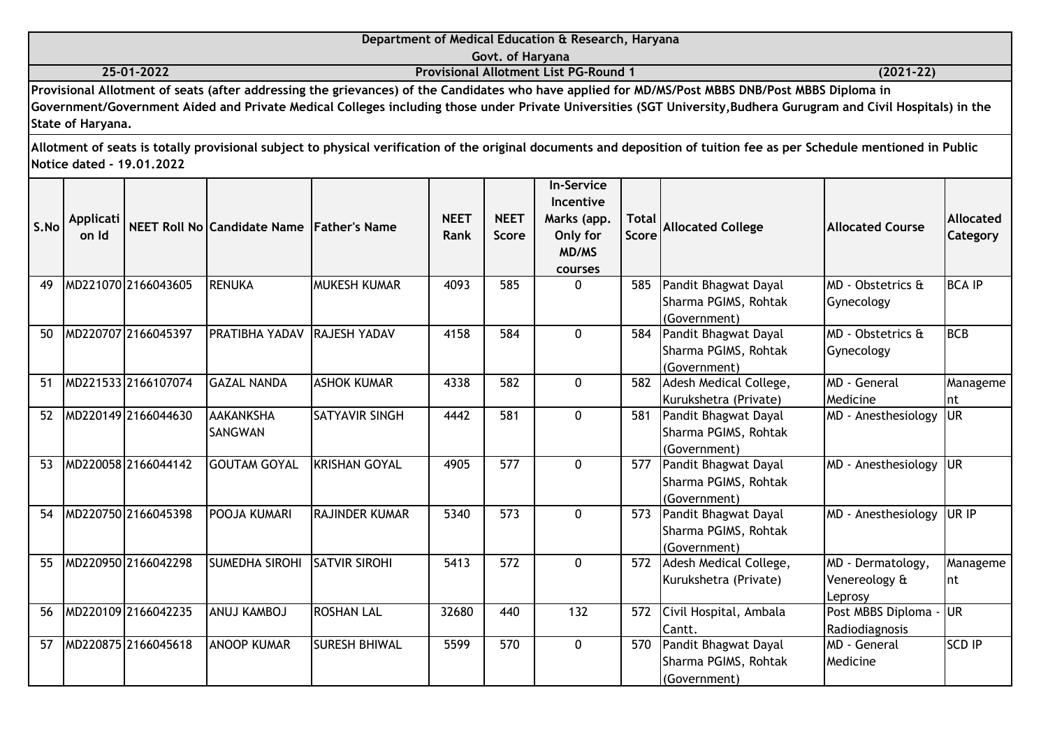**Department of Medical Education & Research, Haryana**

**Govt. of Haryana**

**25-01-2022** **Provisional Allotment List PG-Round 1** **(2021-22)**

**Provisional Allotment of seats (after addressing the grievances) of the Candidates who have applied for MD/MS/Post MBBS DNB/Post MBBS Diploma in Government/Government Aided and Private Medical Colleges including those under Private Universities (SGT University,Budhera Gurugram and Civil Hospitals) in the State of Haryana.**

**Allotment of seats is totally provisional subject to physical verification of the original documents and deposition of tuition fee as per Schedule mentioned in Public Notice dated - 19.01.2022**

| S.No | Application Id | NEET Roll No | Candidate Name | Father's Name | NEET Rank | NEET Score | In-Service Incentive Marks (app. Only for MD/MS courses | Total Score | Allocated College | Allocated Course | Allocated Category |
|---|---|---|---|---|---|---|---|---|---|---|---|
| 49 | MD221070 | 2166043605 | RENUKA | MUKESH KUMAR | 4093 | 585 | 0 | 585 | Pandit Bhagwat Dayal Sharma PGIMS, Rohtak (Government) | MD - Obstetrics & Gynecology | BCA IP |
| 50 | MD220707 | 2166045397 | PRATIBHA YADAV | RAJESH YADAV | 4158 | 584 | 0 | 584 | Pandit Bhagwat Dayal Sharma PGIMS, Rohtak (Government) | MD - Obstetrics & Gynecology | BCB |
| 51 | MD221533 | 2166107074 | GAZAL NANDA | ASHOK KUMAR | 4338 | 582 | 0 | 582 | Adesh Medical College, Kurukshetra (Private) | MD - General Medicine | Management |
| 52 | MD220149 | 2166044630 | AAKANKSHA SANGWAN | SATYAVIR SINGH | 4442 | 581 | 0 | 581 | Pandit Bhagwat Dayal Sharma PGIMS, Rohtak (Government) | MD - Anesthesiology | UR |
| 53 | MD220058 | 2166044142 | GOUTAM GOYAL | KRISHAN GOYAL | 4905 | 577 | 0 | 577 | Pandit Bhagwat Dayal Sharma PGIMS, Rohtak (Government) | MD - Anesthesiology | UR |
| 54 | MD220750 | 2166045398 | POOJA KUMARI | RAJINDER KUMAR | 5340 | 573 | 0 | 573 | Pandit Bhagwat Dayal Sharma PGIMS, Rohtak (Government) | MD - Anesthesiology | UR IP |
| 55 | MD220950 | 2166042298 | SUMEDHA SIROHI | SATVIR SIROHI | 5413 | 572 | 0 | 572 | Adesh Medical College, Kurukshetra (Private) | MD - Dermatology, Venereology & Leprosy | Management |
| 56 | MD220109 | 2166042235 | ANUJ KAMBOJ | ROSHAN LAL | 32680 | 440 | 132 | 572 | Civil Hospital, Ambala Cantt. | Post MBBS Diploma - Radiodiagnosis | UR |
| 57 | MD220875 | 2166045618 | ANOOP KUMAR | SURESH BHIWAL | 5599 | 570 | 0 | 570 | Pandit Bhagwat Dayal Sharma PGIMS, Rohtak (Government) | MD - General Medicine | SCD IP |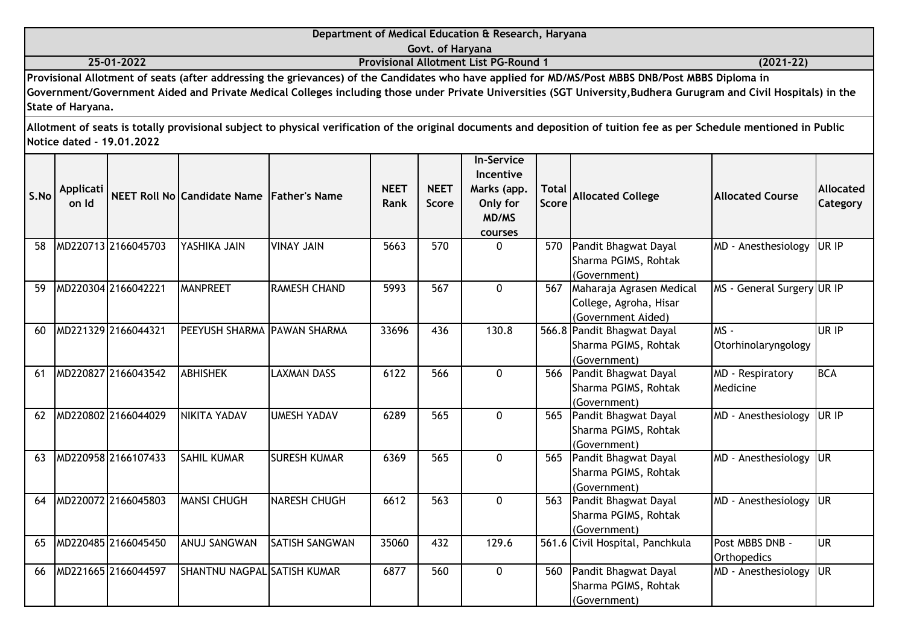**Department of Medical Education & Research, Haryana**

**Govt. of Haryana**

**25-01-2022** **Provisional Allotment List PG-Round 1** **(2021-22)**

**Provisional Allotment of seats (after addressing the grievances) of the Candidates who have applied for MD/MS/Post MBBS DNB/Post MBBS Diploma in Government/Government Aided and Private Medical Colleges including those under Private Universities (SGT University,Budhera Gurugram and Civil Hospitals) in the State of Haryana.**

**Allotment of seats is totally provisional subject to physical verification of the original documents and deposition of tuition fee as per Schedule mentioned in Public Notice dated - 19.01.2022**

| S.No | Application Id | NEET Roll No | Candidate Name | Father's Name | NEET Rank | NEET Score | In-Service Incentive Marks (app. Only for MD/MS courses | Total Score | Allocated College | Allocated Course | Allocated Category |
|---|---|---|---|---|---|---|---|---|---|---|---|
| 58 | MD220713 | 2166045703 | YASHIKA JAIN | VINAY JAIN | 5663 | 570 | 0 | 570 | Pandit Bhagwat Dayal Sharma PGIMS, Rohtak (Government) | MD - Anesthesiology | UR IP |
| 59 | MD220304 | 2166042221 | MANPREET | RAMESH CHAND | 5993 | 567 | 0 | 567 | Maharaja Agrasen Medical College, Agroha, Hisar (Government Aided) | MS - General Surgery | UR IP |
| 60 | MD221329 | 2166044321 | PEEYUSH SHARMA | PAWAN SHARMA | 33696 | 436 | 130.8 | 566.8 | Pandit Bhagwat Dayal Sharma PGIMS, Rohtak (Government) | MS - Otorhinolaryngology | UR IP |
| 61 | MD220827 | 2166043542 | ABHISHEK | LAXMAN DASS | 6122 | 566 | 0 | 566 | Pandit Bhagwat Dayal Sharma PGIMS, Rohtak (Government) | MD - Respiratory Medicine | BCA |
| 62 | MD220802 | 2166044029 | NIKITA YADAV | UMESH YADAV | 6289 | 565 | 0 | 565 | Pandit Bhagwat Dayal Sharma PGIMS, Rohtak (Government) | MD - Anesthesiology | UR IP |
| 63 | MD220958 | 2166107433 | SAHIL KUMAR | SURESH KUMAR | 6369 | 565 | 0 | 565 | Pandit Bhagwat Dayal Sharma PGIMS, Rohtak (Government) | MD - Anesthesiology | UR |
| 64 | MD220072 | 2166045803 | MANSI CHUGH | NARESH CHUGH | 6612 | 563 | 0 | 563 | Pandit Bhagwat Dayal Sharma PGIMS, Rohtak (Government) | MD - Anesthesiology | UR |
| 65 | MD220485 | 2166045450 | ANUJ SANGWAN | SATISH SANGWAN | 35060 | 432 | 129.6 | 561.6 | Civil Hospital, Panchkula | Post MBBS DNB - Orthopedics | UR |
| 66 | MD221665 | 2166044597 | SHANTNU NAGPAL | SATISH KUMAR | 6877 | 560 | 0 | 560 | Pandit Bhagwat Dayal Sharma PGIMS, Rohtak (Government) | MD - Anesthesiology | UR |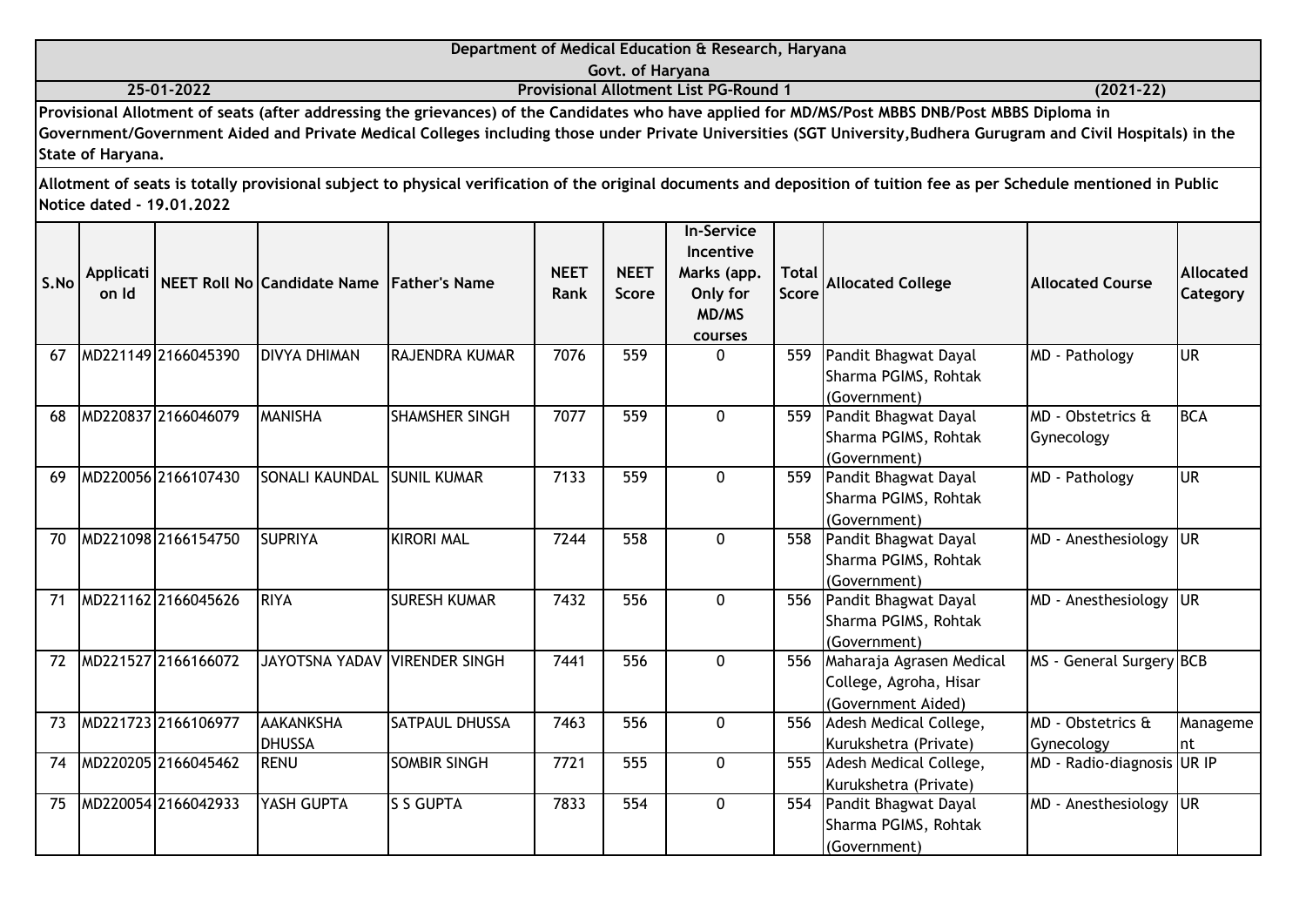**Department of Medical Education & Research, Haryana**

**Govt. of Haryana**

**25-01-2022** **Provisional Allotment List PG-Round 1** **(2021-22)**

**Provisional Allotment of seats (after addressing the grievances) of the Candidates who have applied for MD/MS/Post MBBS DNB/Post MBBS Diploma in Government/Government Aided and Private Medical Colleges including those under Private Universities (SGT University,Budhera Gurugram and Civil Hospitals) in the State of Haryana.**

**Allotment of seats is totally provisional subject to physical verification of the original documents and deposition of tuition fee as per Schedule mentioned in Public Notice dated - 19.01.2022**

| S.No | Application Id | NEET Roll No | Candidate Name | Father's Name | NEET Rank | NEET Score | In-Service Incentive Marks (app. Only for MD/MS courses | Total Score | Allocated College | Allocated Course | Allocated Category |
|---|---|---|---|---|---|---|---|---|---|---|---|
| 67 | MD221149 | 2166045390 | DIVYA DHIMAN | RAJENDRA KUMAR | 7076 | 559 | 0 | 559 | Pandit Bhagwat Dayal Sharma PGIMS, Rohtak (Government) | MD - Pathology | UR |
| 68 | MD220837 | 2166046079 | MANISHA | SHAMSHER SINGH | 7077 | 559 | 0 | 559 | Pandit Bhagwat Dayal Sharma PGIMS, Rohtak (Government) | MD - Obstetrics & Gynecology | BCA |
| 69 | MD220056 | 2166107430 | SONALI KAUNDAL | SUNIL KUMAR | 7133 | 559 | 0 | 559 | Pandit Bhagwat Dayal Sharma PGIMS, Rohtak (Government) | MD - Pathology | UR |
| 70 | MD221098 | 2166154750 | SUPRIYA | KIRORI MAL | 7244 | 558 | 0 | 558 | Pandit Bhagwat Dayal Sharma PGIMS, Rohtak (Government) | MD - Anesthesiology | UR |
| 71 | MD221162 | 2166045626 | RIYA | SURESH KUMAR | 7432 | 556 | 0 | 556 | Pandit Bhagwat Dayal Sharma PGIMS, Rohtak (Government) | MD - Anesthesiology | UR |
| 72 | MD221527 | 2166166072 | JAYOTSNA YADAV | VIRENDER SINGH | 7441 | 556 | 0 | 556 | Maharaja Agrasen Medical College, Agroha, Hisar (Government Aided) | MS - General Surgery | BCB |
| 73 | MD221723 | 2166106977 | AAKANKSHA DHUSSA | SATPAUL DHUSSA | 7463 | 556 | 0 | 556 | Adesh Medical College, Kurukshetra (Private) | MD - Obstetrics & Gynecology | Management |
| 74 | MD220205 | 2166045462 | RENU | SOMBIR SINGH | 7721 | 555 | 0 | 555 | Adesh Medical College, Kurukshetra (Private) | MD - Radio-diagnosis | UR IP |
| 75 | MD220054 | 2166042933 | YASH GUPTA | S S GUPTA | 7833 | 554 | 0 | 554 | Pandit Bhagwat Dayal Sharma PGIMS, Rohtak (Government) | MD - Anesthesiology | UR |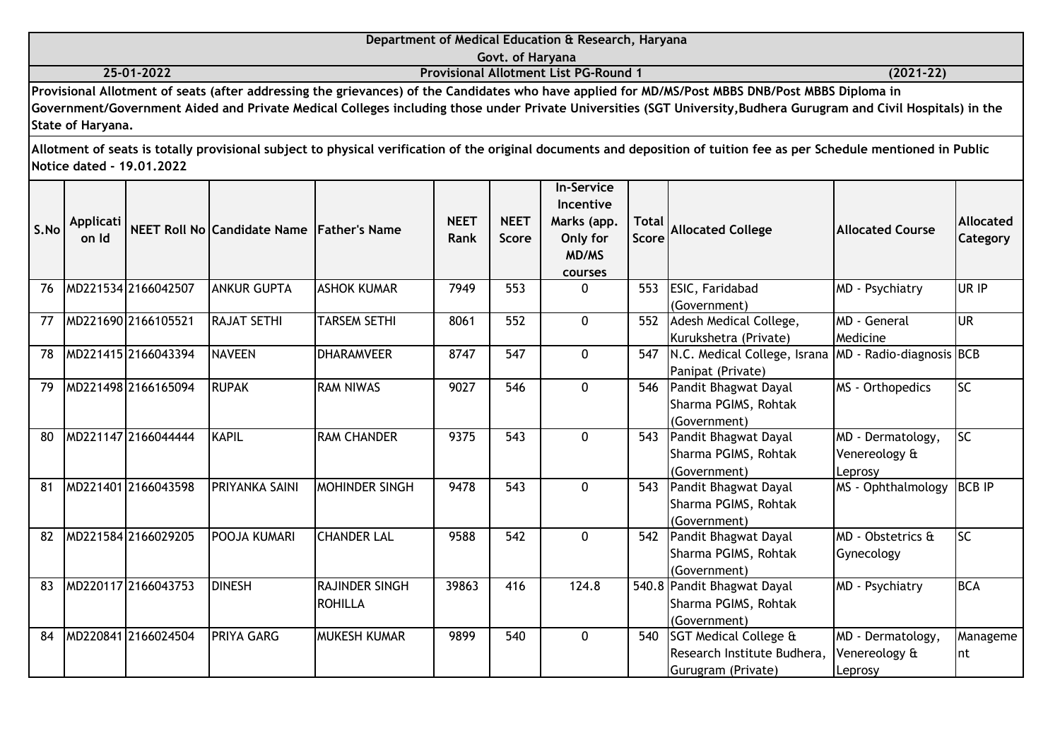**Department of Medical Education & Research, Haryana**

**Govt. of Haryana**

**25-01-2022** | **Provisional Allotment List PG-Round 1** | **(2021-22)**

**Provisional Allotment of seats (after addressing the grievances) of the Candidates who have applied for MD/MS/Post MBBS DNB/Post MBBS Diploma in Government/Government Aided and Private Medical Colleges including those under Private Universities (SGT University,Budhera Gurugram and Civil Hospitals) in the State of Haryana.**

**Allotment of seats is totally provisional subject to physical verification of the original documents and deposition of tuition fee as per Schedule mentioned in Public Notice dated - 19.01.2022**

| S.No | Application Id | NEET Roll No | Candidate Name | Father's Name | NEET Rank | NEET Score | In-Service Incentive Marks (app. Only for MD/MS courses | Total Score | Allocated College | Allocated Course | Allocated Category |
|---|---|---|---|---|---|---|---|---|---|---|---|
| 76 | MD221534 | 2166042507 | ANKUR GUPTA | ASHOK KUMAR | 7949 | 553 | 0 | 553 | ESIC, Faridabad (Government) | MD - Psychiatry | UR IP |
| 77 | MD221690 | 2166105521 | RAJAT SETHI | TARSEM SETHI | 8061 | 552 | 0 | 552 | Adesh Medical College, Kurukshetra (Private) | MD - General Medicine | UR |
| 78 | MD221415 | 2166043394 | NAVEEN | DHARAMVEER | 8747 | 547 | 0 | 547 | N.C. Medical College, Israna Panipat (Private) | MD - Radio-diagnosis | BCB |
| 79 | MD221498 | 2166165094 | RUPAK | RAM NIWAS | 9027 | 546 | 0 | 546 | Pandit Bhagwat Dayal Sharma PGIMS, Rohtak (Government) | MS - Orthopedics | SC |
| 80 | MD221147 | 2166044444 | KAPIL | RAM CHANDER | 9375 | 543 | 0 | 543 | Pandit Bhagwat Dayal Sharma PGIMS, Rohtak (Government) | MD - Dermatology, Venereology & Leprosy | SC |
| 81 | MD221401 | 2166043598 | PRIYANKA SAINI | MOHINDER SINGH | 9478 | 543 | 0 | 543 | Pandit Bhagwat Dayal Sharma PGIMS, Rohtak (Government) | MS - Ophthalmology | BCB IP |
| 82 | MD221584 | 2166029205 | POOJA KUMARI | CHANDER LAL | 9588 | 542 | 0 | 542 | Pandit Bhagwat Dayal Sharma PGIMS, Rohtak (Government) | MD - Obstetrics & Gynecology | SC |
| 83 | MD220117 | 2166043753 | DINESH | RAJINDER SINGH ROHILLA | 39863 | 416 | 124.8 | 540.8 | Pandit Bhagwat Dayal Sharma PGIMS, Rohtak (Government) | MD - Psychiatry | BCA |
| 84 | MD220841 | 2166024504 | PRIYA GARG | MUKESH KUMAR | 9899 | 540 | 0 | 540 | SGT Medical College & Research Institute Budhera, Gurugram (Private) | MD - Dermatology, Venereology & Leprosy | Management |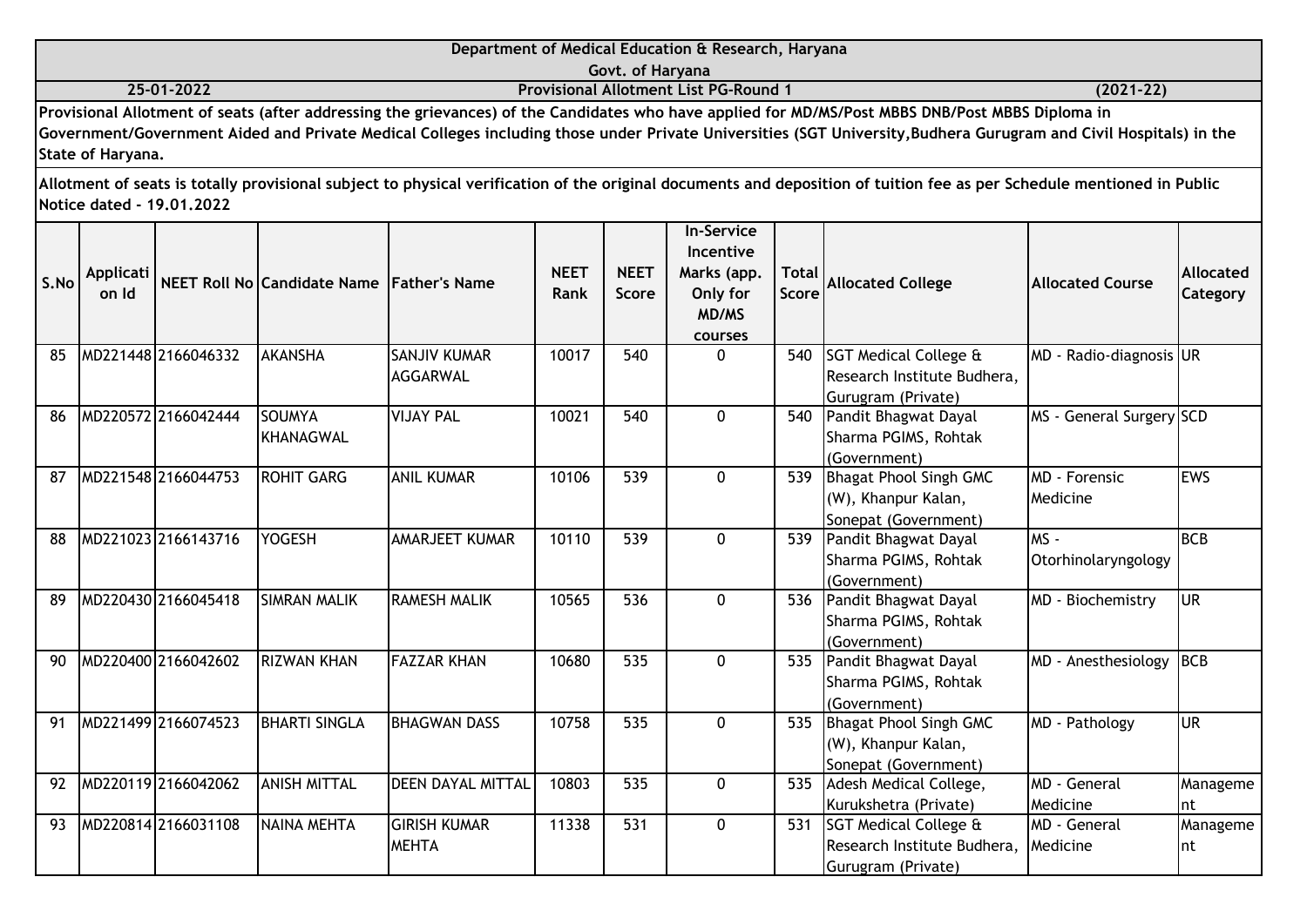**Department of Medical Education & Research, Haryana**

**Govt. of Haryana**

**25-01-2022** **Provisional Allotment List PG-Round 1** **(2021-22)**

**Provisional Allotment of seats (after addressing the grievances) of the Candidates who have applied for MD/MS/Post MBBS DNB/Post MBBS Diploma in Government/Government Aided and Private Medical Colleges including those under Private Universities (SGT University,Budhera Gurugram and Civil Hospitals) in the State of Haryana.**

**Allotment of seats is totally provisional subject to physical verification of the original documents and deposition of tuition fee as per Schedule mentioned in Public Notice dated - 19.01.2022**

| S.No | Application Id | NEET Roll No | Candidate Name | Father's Name | NEET Rank | NEET Score | In-Service Incentive Marks (app. Only for MD/MS courses | Total Score | Allocated College | Allocated Course | Allocated Category |
|---|---|---|---|---|---|---|---|---|---|---|---|
| 85 | MD221448 | 2166046332 | AKANSHA | SANJIV KUMAR AGGARWAL | 10017 | 540 | 0 | 540 | SGT Medical College & Research Institute Budhera, Gurugram (Private) | MD - Radio-diagnosis | UR |
| 86 | MD220572 | 2166042444 | SOUMYA KHANAGWAL | VIJAY PAL | 10021 | 540 | 0 | 540 | Pandit Bhagwat Dayal Sharma PGIMS, Rohtak (Government) | MS - General Surgery | SCD |
| 87 | MD221548 | 2166044753 | ROHIT GARG | ANIL KUMAR | 10106 | 539 | 0 | 539 | Bhagat Phool Singh GMC (W), Khanpur Kalan, Sonepat (Government) | MD - Forensic Medicine | EWS |
| 88 | MD221023 | 2166143716 | YOGESH | AMARJEET KUMAR | 10110 | 539 | 0 | 539 | Pandit Bhagwat Dayal Sharma PGIMS, Rohtak (Government) | MS - Otorhinolaryngology | BCB |
| 89 | MD220430 | 2166045418 | SIMRAN MALIK | RAMESH MALIK | 10565 | 536 | 0 | 536 | Pandit Bhagwat Dayal Sharma PGIMS, Rohtak (Government) | MD - Biochemistry | UR |
| 90 | MD220400 | 2166042602 | RIZWAN KHAN | FAZZAR KHAN | 10680 | 535 | 0 | 535 | Pandit Bhagwat Dayal Sharma PGIMS, Rohtak (Government) | MD - Anesthesiology | BCB |
| 91 | MD221499 | 2166074523 | BHARTI SINGLA | BHAGWAN DASS | 10758 | 535 | 0 | 535 | Bhagat Phool Singh GMC (W), Khanpur Kalan, Sonepat (Government) | MD - Pathology | UR |
| 92 | MD220119 | 2166042062 | ANISH MITTAL | DEEN DAYAL MITTAL | 10803 | 535 | 0 | 535 | Adesh Medical College, Kurukshetra (Private) | MD - General Medicine | Management |
| 93 | MD220814 | 2166031108 | NAINA MEHTA | GIRISH KUMAR MEHTA | 11338 | 531 | 0 | 531 | SGT Medical College & Research Institute Budhera, Gurugram (Private) | MD - General Medicine | Management |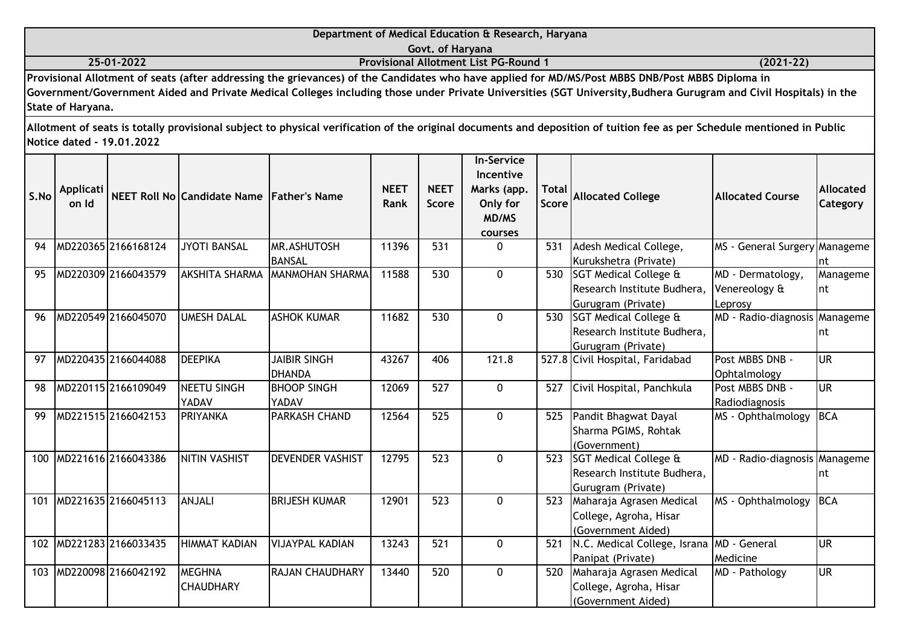**Department of Medical Education & Research, Haryana**

**Govt. of Haryana**

**25-01-2022** **Provisional Allotment List PG-Round 1** **(2021-22)**

**Provisional Allotment of seats (after addressing the grievances) of the Candidates who have applied for MD/MS/Post MBBS DNB/Post MBBS Diploma in Government/Government Aided and Private Medical Colleges including those under Private Universities (SGT University,Budhera Gurugram and Civil Hospitals) in the State of Haryana.**

**Allotment of seats is totally provisional subject to physical verification of the original documents and deposition of tuition fee as per Schedule mentioned in Public Notice dated - 19.01.2022**

| S.No | Application Id | NEET Roll No | Candidate Name | Father's Name | NEET Rank | NEET Score | In-Service Incentive Marks (app. Only for MD/MS courses | Total Score | Allocated College | Allocated Course | Allocated Category |
|---|---|---|---|---|---|---|---|---|---|---|---|
| 94 | MD220365 | 2166168124 | JYOTI BANSAL | MR.ASHUTOSH BANSAL | 11396 | 531 | 0 | 531 | Adesh Medical College, Kurukshetra (Private) | MS - General Surgery | Management |
| 95 | MD220309 | 2166043579 | AKSHITA SHARMA | MANMOHAN SHARMA | 11588 | 530 | 0 | 530 | SGT Medical College & Research Institute Budhera, Gurugram (Private) | MD - Dermatology, Venereology & Leprosy | Management |
| 96 | MD220549 | 2166045070 | UMESH DALAL | ASHOK KUMAR | 11682 | 530 | 0 | 530 | SGT Medical College & Research Institute Budhera, Gurugram (Private) | MD - Radio-diagnosis | Management |
| 97 | MD220435 | 2166044088 | DEEPIKA | JAIBIR SINGH DHANDA | 43267 | 406 | 121.8 | 527.8 | Civil Hospital, Faridabad | Post MBBS DNB - Ophtalmology | UR |
| 98 | MD220115 | 2166109049 | NEETU SINGH YADAV | BHOOP SINGH YADAV | 12069 | 527 | 0 | 527 | Civil Hospital, Panchkula | Post MBBS DNB - Radiodiagnosis | UR |
| 99 | MD221515 | 2166042153 | PRIYANKA | PARKASH CHAND | 12564 | 525 | 0 | 525 | Pandit Bhagwat Dayal Sharma PGIMS, Rohtak (Government) | MS - Ophthalmology | BCA |
| 100 | MD221616 | 2166043386 | NITIN VASHIST | DEVENDER VASHIST | 12795 | 523 | 0 | 523 | SGT Medical College & Research Institute Budhera, Gurugram (Private) | MD - Radio-diagnosis | Management |
| 101 | MD221635 | 2166045113 | ANJALI | BRIJESH KUMAR | 12901 | 523 | 0 | 523 | Maharaja Agrasen Medical College, Agroha, Hisar (Government Aided) | MS - Ophthalmology | BCA |
| 102 | MD221283 | 2166033435 | HIMMAT KADIAN | VIJAYPAL KADIAN | 13243 | 521 | 0 | 521 | N.C. Medical College, Israna Panipat (Private) | MD - General Medicine | UR |
| 103 | MD220098 | 2166042192 | MEGHNA CHAUDHARY | RAJAN CHAUDHARY | 13440 | 520 | 0 | 520 | Maharaja Agrasen Medical College, Agroha, Hisar (Government Aided) | MD - Pathology | UR |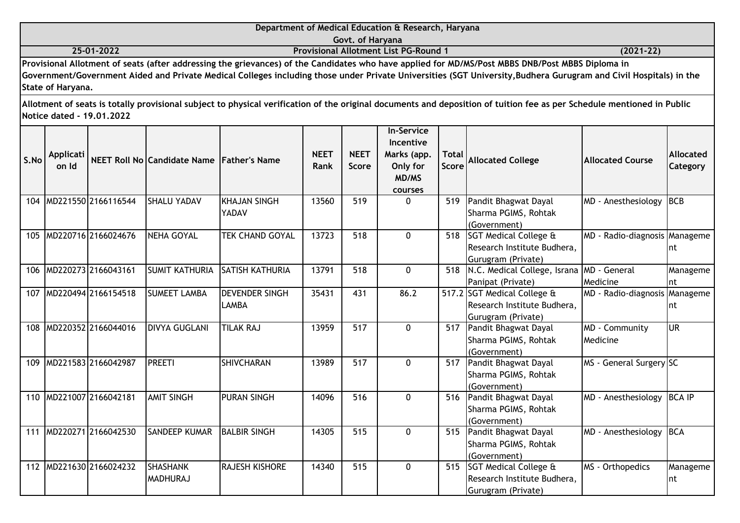**Department of Medical Education & Research, Haryana**

**Govt. of Haryana**

**25-01-2022** | **Provisional Allotment List PG-Round 1** | **(2021-22)**

**Provisional Allotment of seats (after addressing the grievances) of the Candidates who have applied for MD/MS/Post MBBS DNB/Post MBBS Diploma in Government/Government Aided and Private Medical Colleges including those under Private Universities (SGT University,Budhera Gurugram and Civil Hospitals) in the State of Haryana.**

**Allotment of seats is totally provisional subject to physical verification of the original documents and deposition of tuition fee as per Schedule mentioned in Public Notice dated - 19.01.2022**

| S.No | Application Id | NEET Roll No | Candidate Name | Father's Name | NEET Rank | NEET Score | In-Service Incentive Marks (app. Only for MD/MS courses | Total Score | Allocated College | Allocated Course | Allocated Category |
|---|---|---|---|---|---|---|---|---|---|---|---|
| 104 | MD221550 | 2166116544 | SHALU YADAV | KHAJAN SINGH YADAV | 13560 | 519 | 0 | 519 | Pandit Bhagwat Dayal Sharma PGIMS, Rohtak (Government) | MD - Anesthesiology | BCB |
| 105 | MD220716 | 2166024676 | NEHA GOYAL | TEK CHAND GOYAL | 13723 | 518 | 0 | 518 | SGT Medical College & Research Institute Budhera, Gurugram (Private) | MD - Radio-diagnosis | Management |
| 106 | MD220273 | 2166043161 | SUMIT KATHURIA | SATISH KATHURIA | 13791 | 518 | 0 | 518 | N.C. Medical College, Israna Panipat (Private) | MD - General Medicine | Management |
| 107 | MD220494 | 2166154518 | SUMEET LAMBA | DEVENDER SINGH LAMBA | 35431 | 431 | 86.2 | 517.2 | SGT Medical College & Research Institute Budhera, Gurugram (Private) | MD - Radio-diagnosis | Management |
| 108 | MD220352 | 2166044016 | DIVYA GUGLANI | TILAK RAJ | 13959 | 517 | 0 | 517 | Pandit Bhagwat Dayal Sharma PGIMS, Rohtak (Government) | MD - Community Medicine | UR |
| 109 | MD221583 | 2166042987 | PREETI | SHIVCHARAN | 13989 | 517 | 0 | 517 | Pandit Bhagwat Dayal Sharma PGIMS, Rohtak (Government) | MS - General Surgery | SC |
| 110 | MD221007 | 2166042181 | AMIT SINGH | PURAN SINGH | 14096 | 516 | 0 | 516 | Pandit Bhagwat Dayal Sharma PGIMS, Rohtak (Government) | MD - Anesthesiology | BCA IP |
| 111 | MD220271 | 2166042530 | SANDEEP KUMAR | BALBIR SINGH | 14305 | 515 | 0 | 515 | Pandit Bhagwat Dayal Sharma PGIMS, Rohtak (Government) | MD - Anesthesiology | BCA |
| 112 | MD221630 | 2166024232 | SHASHANK MADHURAJ | RAJESH KISHORE | 14340 | 515 | 0 | 515 | SGT Medical College & Research Institute Budhera, Gurugram (Private) | MS - Orthopedics | Management |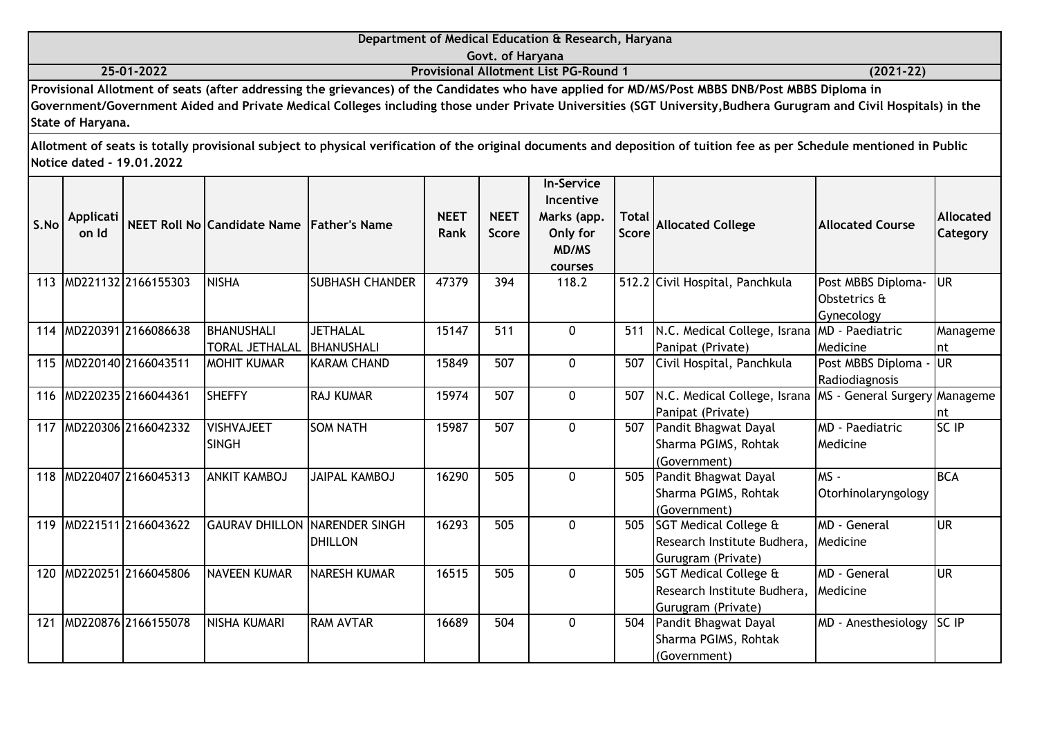Department of Medical Education & Research, Haryana

Govt. of Haryana

**25-01-2022** | **Provisional Allotment List PG-Round 1** | **(2021-22)**

**Provisional Allotment of seats (after addressing the grievances) of the Candidates who have applied for MD/MS/Post MBBS DNB/Post MBBS Diploma in Government/Government Aided and Private Medical Colleges including those under Private Universities (SGT University,Budhera Gurugram and Civil Hospitals) in the State of Haryana.**

**Allotment of seats is totally provisional subject to physical verification of the original documents and deposition of tuition fee as per Schedule mentioned in Public Notice dated - 19.01.2022**

| S.No | Application Id | NEET Roll No | Candidate Name | Father's Name | NEET Rank | NEET Score | In-Service Incentive Marks (app. Only for MD/MS courses | Total Score | Allocated College | Allocated Course | Allocated Category |
|---|---|---|---|---|---|---|---|---|---|---|---|
| 113 | MD221132 | 2166155303 | NISHA | SUBHASH CHANDER | 47379 | 394 | 118.2 | 512.2 | Civil Hospital, Panchkula | Post MBBS Diploma- Obstetrics & Gynecology | UR |
| 114 | MD220391 | 2166086638 | BHANUSHALI TORAL JETHALAL | JETHALAL BHANUSHALI | 15147 | 511 | 0 | 511 | N.C. Medical College, Israna Panipat (Private) | MD - Paediatric Medicine | Management |
| 115 | MD220140 | 2166043511 | MOHIT KUMAR | KARAM CHAND | 15849 | 507 | 0 | 507 | Civil Hospital, Panchkula | Post MBBS Diploma - Radiodiagnosis | UR |
| 116 | MD220235 | 2166044361 | SHEFFY | RAJ KUMAR | 15974 | 507 | 0 | 507 | N.C. Medical College, Israna Panipat (Private) | MS - General Surgery | Management |
| 117 | MD220306 | 2166042332 | VISHVAJEET SINGH | SOM NATH | 15987 | 507 | 0 | 507 | Pandit Bhagwat Dayal Sharma PGIMS, Rohtak (Government) | MD - Paediatric Medicine | SC IP |
| 118 | MD220407 | 2166045313 | ANKIT KAMBOJ | JAIPAL KAMBOJ | 16290 | 505 | 0 | 505 | Pandit Bhagwat Dayal Sharma PGIMS, Rohtak (Government) | MS - Otorhinolaryngology | BCA |
| 119 | MD221511 | 2166043622 | GAURAV DHILLON | NARENDER SINGH DHILLON | 16293 | 505 | 0 | 505 | SGT Medical College & Research Institute Budhera, Gurugram (Private) | MD - General Medicine | UR |
| 120 | MD220251 | 2166045806 | NAVEEN KUMAR | NARESH KUMAR | 16515 | 505 | 0 | 505 | SGT Medical College & Research Institute Budhera, Gurugram (Private) | MD - General Medicine | UR |
| 121 | MD220876 | 2166155078 | NISHA KUMARI | RAM AVTAR | 16689 | 504 | 0 | 504 | Pandit Bhagwat Dayal Sharma PGIMS, Rohtak (Government) | MD - Anesthesiology | SC IP |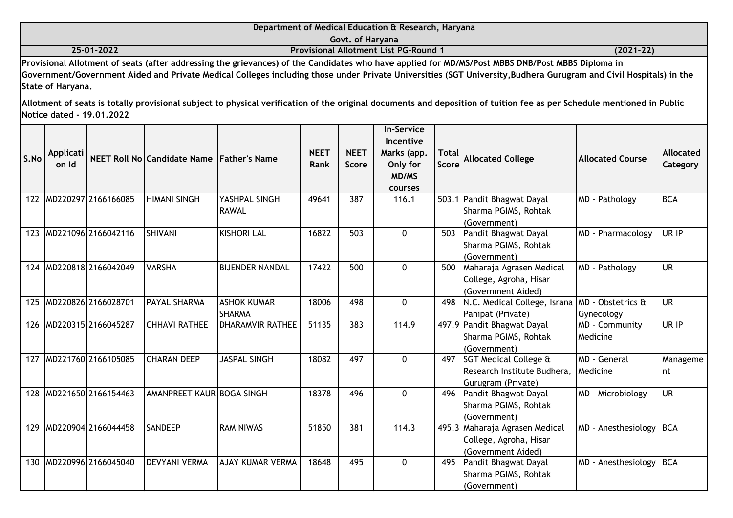**Department of Medical Education & Research, Haryana**

**Govt. of Haryana**

**25-01-2022** | **Provisional Allotment List PG-Round 1** | **(2021-22)**

**Provisional Allotment of seats (after addressing the grievances) of the Candidates who have applied for MD/MS/Post MBBS DNB/Post MBBS Diploma in Government/Government Aided and Private Medical Colleges including those under Private Universities (SGT University,Budhera Gurugram and Civil Hospitals) in the State of Haryana.**

**Allotment of seats is totally provisional subject to physical verification of the original documents and deposition of tuition fee as per Schedule mentioned in Public Notice dated - 19.01.2022**

| S.No | Application Id | NEET Roll No | Candidate Name | Father's Name | NEET Rank | NEET Score | In-Service Incentive Marks (app. Only for MD/MS courses | Total Score | Allocated College | Allocated Course | Allocated Category |
|---|---|---|---|---|---|---|---|---|---|---|---|
| 122 | MD220297 | 2166166085 | HIMANI SINGH | YASHPAL SINGH RAWAL | 49641 | 387 | 116.1 | 503.1 | Pandit Bhagwat Dayal Sharma PGIMS, Rohtak (Government) | MD - Pathology | BCA |
| 123 | MD221096 | 2166042116 | SHIVANI | KISHORI LAL | 16822 | 503 | 0 | 503 | Pandit Bhagwat Dayal Sharma PGIMS, Rohtak (Government) | MD - Pharmacology | UR IP |
| 124 | MD220818 | 2166042049 | VARSHA | BIJENDER NANDAL | 17422 | 500 | 0 | 500 | Maharaja Agrasen Medical College, Agroha, Hisar (Government Aided) | MD - Pathology | UR |
| 125 | MD220826 | 2166028701 | PAYAL SHARMA | ASHOK KUMAR SHARMA | 18006 | 498 | 0 | 498 | N.C. Medical College, Israna Panipat (Private) | MD - Obstetrics & Gynecology | UR |
| 126 | MD220315 | 2166045287 | CHHAVI RATHEE | DHARAMVIR RATHEE | 51135 | 383 | 114.9 | 497.9 | Pandit Bhagwat Dayal Sharma PGIMS, Rohtak (Government) | MD - Community Medicine | UR IP |
| 127 | MD221760 | 2166105085 | CHARAN DEEP | JASPAL SINGH | 18082 | 497 | 0 | 497 | SGT Medical College & Research Institute Budhera, Gurugram (Private) | MD - General Medicine | Management |
| 128 | MD221650 | 2166154463 | AMANPREET KAUR | BOGA SINGH | 18378 | 496 | 0 | 496 | Pandit Bhagwat Dayal Sharma PGIMS, Rohtak (Government) | MD - Microbiology | UR |
| 129 | MD220904 | 2166044458 | SANDEEP | RAM NIWAS | 51850 | 381 | 114.3 | 495.3 | Maharaja Agrasen Medical College, Agroha, Hisar (Government Aided) | MD - Anesthesiology | BCA |
| 130 | MD220996 | 2166045040 | DEVYANI VERMA | AJAY KUMAR VERMA | 18648 | 495 | 0 | 495 | Pandit Bhagwat Dayal Sharma PGIMS, Rohtak (Government) | MD - Anesthesiology | BCA |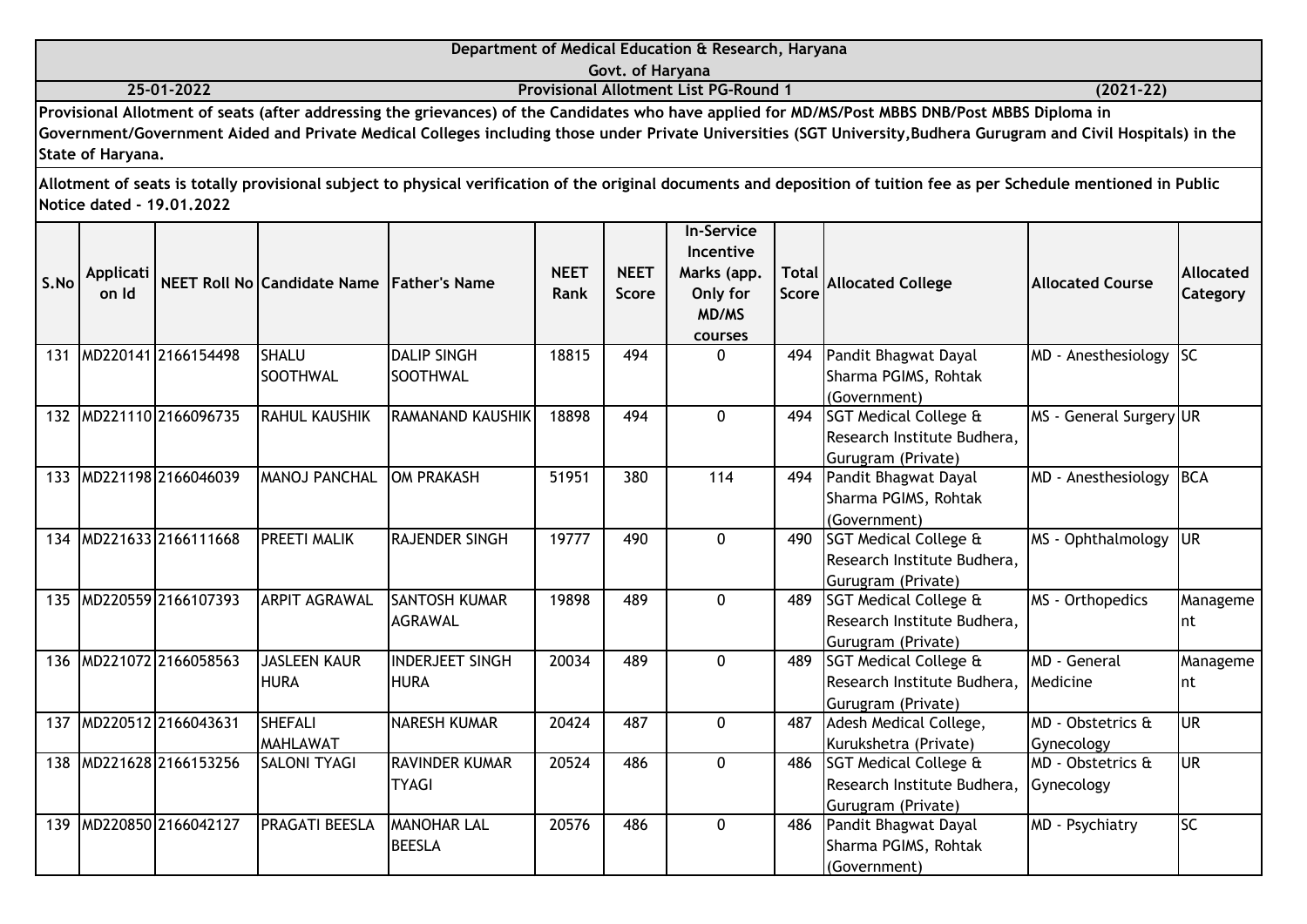**Department of Medical Education & Research, Haryana**

**Govt. of Haryana**

**25-01-2022** | **Provisional Allotment List PG-Round 1** | **(2021-22)**

**Provisional Allotment of seats (after addressing the grievances) of the Candidates who have applied for MD/MS/Post MBBS DNB/Post MBBS Diploma in Government/Government Aided and Private Medical Colleges including those under Private Universities (SGT University,Budhera Gurugram and Civil Hospitals) in the State of Haryana.**

**Allotment of seats is totally provisional subject to physical verification of the original documents and deposition of tuition fee as per Schedule mentioned in Public Notice dated - 19.01.2022**

| S.No | Application Id | NEET Roll No | Candidate Name | Father's Name | NEET Rank | NEET Score | In-Service Incentive Marks (app. Only for MD/MS courses | Total Score | Allocated College | Allocated Course | Allocated Category |
|---|---|---|---|---|---|---|---|---|---|---|---|
| 131 | MD220141 | 2166154498 | SHALU SOOTHWAL | DALIP SINGH SOOTHWAL | 18815 | 494 | 0 | 494 | Pandit Bhagwat Dayal Sharma PGIMS, Rohtak (Government) | MD - Anesthesiology | SC |
| 132 | MD221110 | 2166096735 | RAHUL KAUSHIK | RAMANAND KAUSHIK | 18898 | 494 | 0 | 494 | SGT Medical College & Research Institute Budhera, Gurugram (Private) | MS - General Surgery | UR |
| 133 | MD221198 | 2166046039 | MANOJ PANCHAL | OM PRAKASH | 51951 | 380 | 114 | 494 | Pandit Bhagwat Dayal Sharma PGIMS, Rohtak (Government) | MD - Anesthesiology | BCA |
| 134 | MD221633 | 2166111668 | PREETI MALIK | RAJENDER SINGH | 19777 | 490 | 0 | 490 | SGT Medical College & Research Institute Budhera, Gurugram (Private) | MS - Ophthalmology | UR |
| 135 | MD220559 | 2166107393 | ARPIT AGRAWAL | SANTOSH KUMAR AGRAWAL | 19898 | 489 | 0 | 489 | SGT Medical College & Research Institute Budhera, Gurugram (Private) | MS - Orthopedics | Management |
| 136 | MD221072 | 2166058563 | JASLEEN KAUR HURA | INDERJEET SINGH HURA | 20034 | 489 | 0 | 489 | SGT Medical College & Research Institute Budhera, Gurugram (Private) | MD - General Medicine | Management |
| 137 | MD220512 | 2166043631 | SHEFALI MAHLAWAT | NARESH KUMAR | 20424 | 487 | 0 | 487 | Adesh Medical College, Kurukshetra (Private) | MD - Obstetrics & Gynecology | UR |
| 138 | MD221628 | 2166153256 | SALONI TYAGI | RAVINDER KUMAR TYAGI | 20524 | 486 | 0 | 486 | SGT Medical College & Research Institute Budhera, Gurugram (Private) | MD - Obstetrics & Gynecology | UR |
| 139 | MD220850 | 2166042127 | PRAGATI BEESLA | MANOHAR LAL BEESLA | 20576 | 486 | 0 | 486 | Pandit Bhagwat Dayal Sharma PGIMS, Rohtak (Government) | MD - Psychiatry | SC |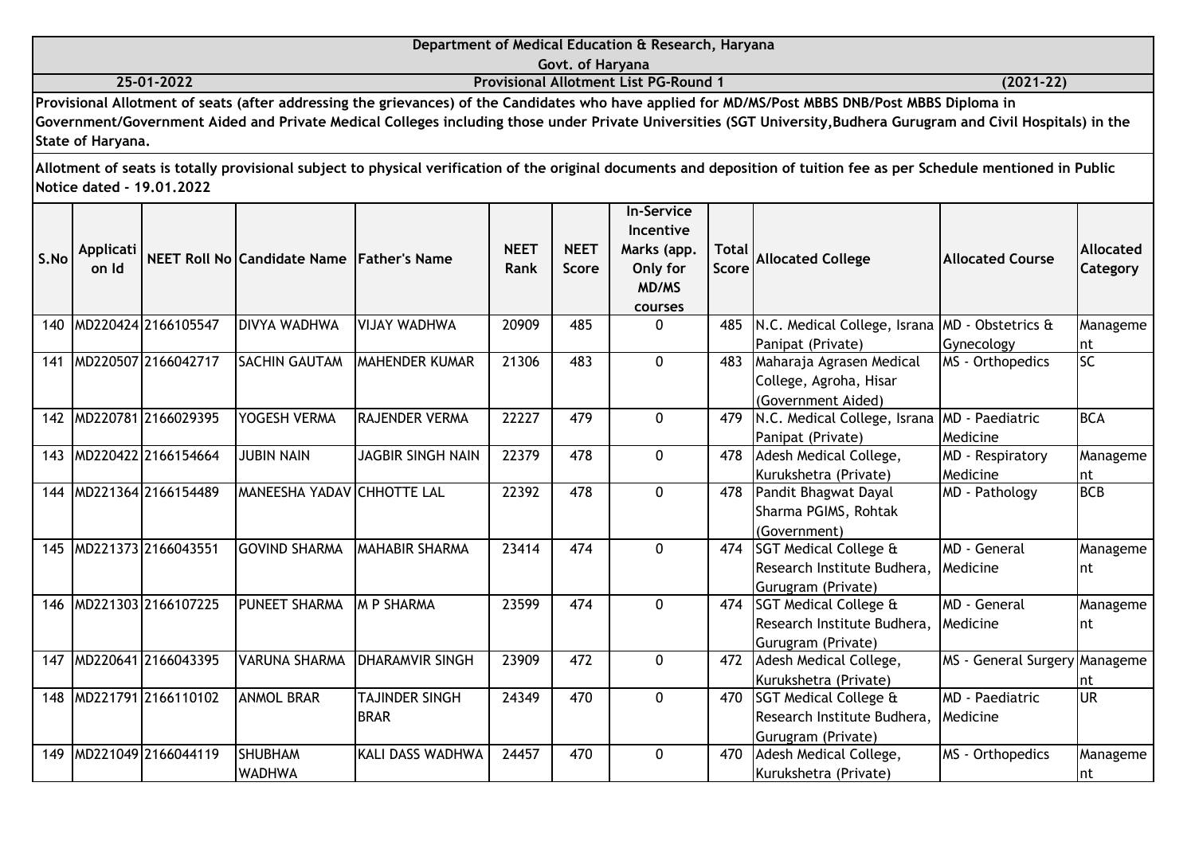**Department of Medical Education & Research, Haryana**

**Govt. of Haryana**

**25-01-2022** | **Provisional Allotment List PG-Round 1** | **(2021-22)**

**Provisional Allotment of seats (after addressing the grievances) of the Candidates who have applied for MD/MS/Post MBBS DNB/Post MBBS Diploma in Government/Government Aided and Private Medical Colleges including those under Private Universities (SGT University,Budhera Gurugram and Civil Hospitals) in the State of Haryana.**

**Allotment of seats is totally provisional subject to physical verification of the original documents and deposition of tuition fee as per Schedule mentioned in Public Notice dated - 19.01.2022**

| S.No | Application Id | NEET Roll No | Candidate Name | Father's Name | NEET Rank | NEET Score | In-Service Incentive Marks (app. Only for MD/MS courses | Total Score | Allocated College | Allocated Course | Allocated Category |
|---|---|---|---|---|---|---|---|---|---|---|---|
| 140 | MD220424 | 2166105547 | DIVYA WADHWA | VIJAY WADHWA | 20909 | 485 | 0 | 485 | N.C. Medical College, Israna Panipat (Private) | MD - Obstetrics & Gynecology | Management |
| 141 | MD220507 | 2166042717 | SACHIN GAUTAM | MAHENDER KUMAR | 21306 | 483 | 0 | 483 | Maharaja Agrasen Medical College, Agroha, Hisar (Government Aided) | MS - Orthopedics | SC |
| 142 | MD220781 | 2166029395 | YOGESH VERMA | RAJENDER VERMA | 22227 | 479 | 0 | 479 | N.C. Medical College, Israna Panipat (Private) | MD - Paediatric Medicine | BCA |
| 143 | MD220422 | 2166154664 | JUBIN NAIN | JAGBIR SINGH NAIN | 22379 | 478 | 0 | 478 | Adesh Medical College, Kurukshetra (Private) | MD - Respiratory Medicine | Management |
| 144 | MD221364 | 2166154489 | MANEESHA YADAV | CHHOTTE LAL | 22392 | 478 | 0 | 478 | Pandit Bhagwat Dayal Sharma PGIMS, Rohtak (Government) | MD - Pathology | BCB |
| 145 | MD221373 | 2166043551 | GOVIND SHARMA | MAHABIR SHARMA | 23414 | 474 | 0 | 474 | SGT Medical College & Research Institute Budhera, Gurugram (Private) | MD - General Medicine | Management |
| 146 | MD221303 | 2166107225 | PUNEET SHARMA | M P SHARMA | 23599 | 474 | 0 | 474 | SGT Medical College & Research Institute Budhera, Gurugram (Private) | MD - General Medicine | Management |
| 147 | MD220641 | 2166043395 | VARUNA SHARMA | DHARAMVIR SINGH | 23909 | 472 | 0 | 472 | Adesh Medical College, Kurukshetra (Private) | MS - General Surgery | Management |
| 148 | MD221791 | 2166110102 | ANMOL BRAR | TAJINDER SINGH BRAR | 24349 | 470 | 0 | 470 | SGT Medical College & Research Institute Budhera, Gurugram (Private) | MD - Paediatric Medicine | UR |
| 149 | MD221049 | 2166044119 | SHUBHAM WADHWA | KALI DASS WADHWA | 24457 | 470 | 0 | 470 | Adesh Medical College, Kurukshetra (Private) | MS - Orthopedics | Management |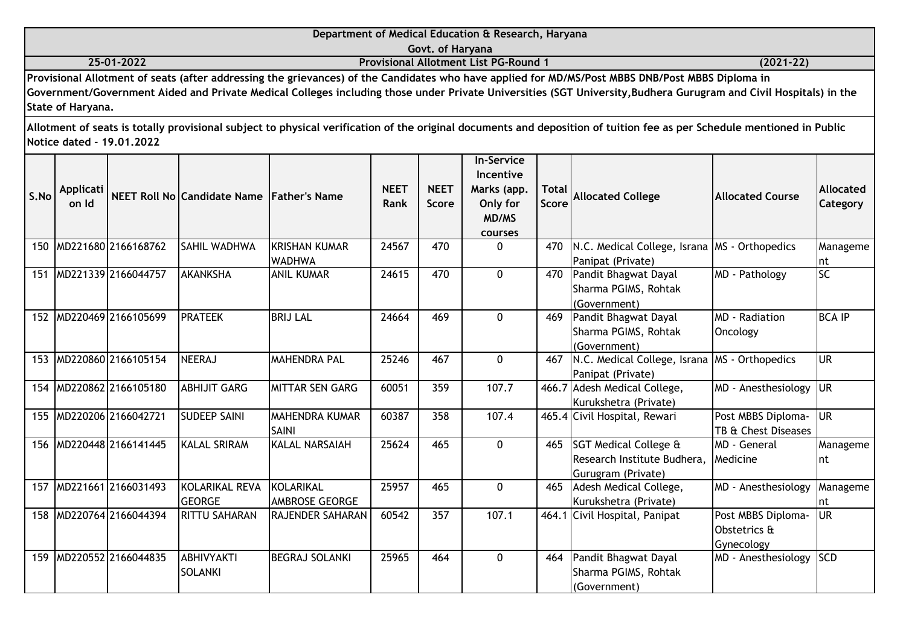**Department of Medical Education & Research, Haryana**

**Govt. of Haryana**

**25-01-2022** **Provisional Allotment List PG-Round 1** **(2021-22)**

**Provisional Allotment of seats (after addressing the grievances) of the Candidates who have applied for MD/MS/Post MBBS DNB/Post MBBS Diploma in Government/Government Aided and Private Medical Colleges including those under Private Universities (SGT University,Budhera Gurugram and Civil Hospitals) in the State of Haryana.**

**Allotment of seats is totally provisional subject to physical verification of the original documents and deposition of tuition fee as per Schedule mentioned in Public Notice dated - 19.01.2022**

| S.No | Application Id | NEET Roll No | Candidate Name | Father's Name | NEET Rank | NEET Score | In-Service Incentive Marks (app. Only for MD/MS courses | Total Score | Allocated College | Allocated Course | Allocated Category |
|---|---|---|---|---|---|---|---|---|---|---|---|
| 150 | MD221680 | 2166168762 | SAHIL WADHWA | KRISHAN KUMAR WADHWA | 24567 | 470 | 0 | 470 | N.C. Medical College, Israna Panipat (Private) | MS - Orthopedics | Management |
| 151 | MD221339 | 2166044757 | AKANKSHA | ANIL KUMAR | 24615 | 470 | 0 | 470 | Pandit Bhagwat Dayal Sharma PGIMS, Rohtak (Government) | MD - Pathology | SC |
| 152 | MD220469 | 2166105699 | PRATEEK | BRIJ LAL | 24664 | 469 | 0 | 469 | Pandit Bhagwat Dayal Sharma PGIMS, Rohtak (Government) | MD - Radiation Oncology | BCA IP |
| 153 | MD220860 | 2166105154 | NEERAJ | MAHENDRA PAL | 25246 | 467 | 0 | 467 | N.C. Medical College, Israna Panipat (Private) | MS - Orthopedics | UR |
| 154 | MD220862 | 2166105180 | ABHIJIT GARG | MITTAR SEN GARG | 60051 | 359 | 107.7 | 466.7 | Adesh Medical College, Kurukshetra (Private) | MD - Anesthesiology | UR |
| 155 | MD220206 | 2166042721 | SUDEEP SAINI | MAHENDRA KUMAR SAINI | 60387 | 358 | 107.4 | 465.4 | Civil Hospital, Rewari | Post MBBS Diploma-TB & Chest Diseases | UR |
| 156 | MD220448 | 2166141445 | KALAL SRIRAM | KALAL NARSAIAH | 25624 | 465 | 0 | 465 | SGT Medical College & Research Institute Budhera, Gurugram (Private) | MD - General Medicine | Management |
| 157 | MD221661 | 2166031493 | KOLARIKAL REVA GEORGE | KOLARIKAL AMBROSE GEORGE | 25957 | 465 | 0 | 465 | Adesh Medical College, Kurukshetra (Private) | MD - Anesthesiology | Management |
| 158 | MD220764 | 2166044394 | RITTU SAHARAN | RAJENDER SAHARAN | 60542 | 357 | 107.1 | 464.1 | Civil Hospital, Panipat | Post MBBS Diploma-Obstetrics & Gynecology | UR |
| 159 | MD220552 | 2166044835 | ABHIVYAKTI SOLANKI | BEGRAJ SOLANKI | 25965 | 464 | 0 | 464 | Pandit Bhagwat Dayal Sharma PGIMS, Rohtak (Government) | MD - Anesthesiology | SCD |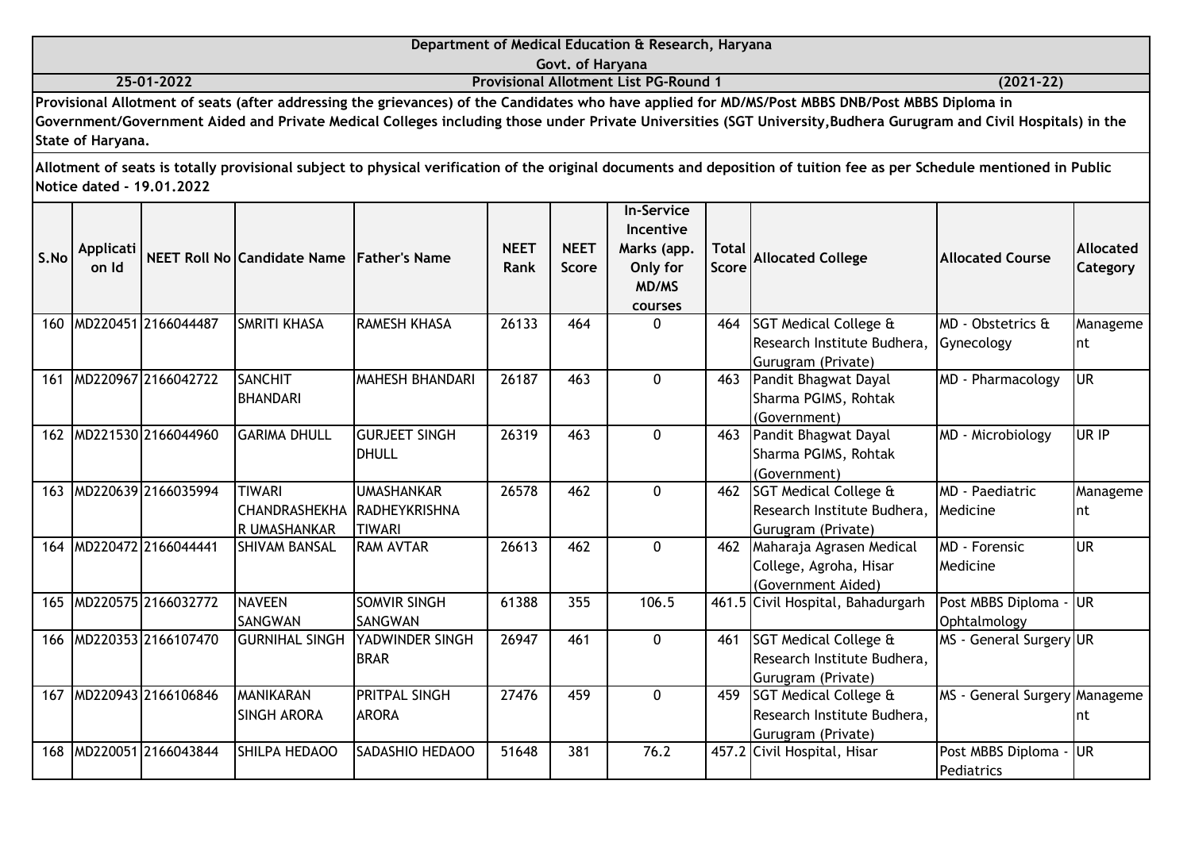**Department of Medical Education & Research, Haryana**

**Govt. of Haryana**

**25-01-2022** **Provisional Allotment List PG-Round 1** **(2021-22)**

**Provisional Allotment of seats (after addressing the grievances) of the Candidates who have applied for MD/MS/Post MBBS DNB/Post MBBS Diploma in Government/Government Aided and Private Medical Colleges including those under Private Universities (SGT University,Budhera Gurugram and Civil Hospitals) in the State of Haryana.**

**Allotment of seats is totally provisional subject to physical verification of the original documents and deposition of tuition fee as per Schedule mentioned in Public Notice dated - 19.01.2022**

| S.No | Application Id | NEET Roll No | Candidate Name | Father's Name | NEET Rank | NEET Score | In-Service Incentive Marks (app. Only for MD/MS courses | Total Score | Allocated College | Allocated Course | Allocated Category |
|---|---|---|---|---|---|---|---|---|---|---|---|
| 160 | MD220451 | 2166044487 | SMRITI KHASA | RAMESH KHASA | 26133 | 464 | 0 | 464 | SGT Medical College & Research Institute Budhera, Gurugram (Private) | MD - Obstetrics & Gynecology | Management |
| 161 | MD220967 | 2166042722 | SANCHIT BHANDARI | MAHESH BHANDARI | 26187 | 463 | 0 | 463 | Pandit Bhagwat Dayal Sharma PGIMS, Rohtak (Government) | MD - Pharmacology | UR |
| 162 | MD221530 | 2166044960 | GARIMA DHULL | GURJEET SINGH DHULL | 26319 | 463 | 0 | 463 | Pandit Bhagwat Dayal Sharma PGIMS, Rohtak (Government) | MD - Microbiology | UR IP |
| 163 | MD220639 | 2166035994 | TIWARI CHANDRASHEKHAR UMASHANKAR | UMASHANKAR RADHEYKRISHNA TIWARI | 26578 | 462 | 0 | 462 | SGT Medical College & Research Institute Budhera, Gurugram (Private) | MD - Paediatric Medicine | Management |
| 164 | MD220472 | 2166044441 | SHIVAM BANSAL | RAM AVTAR | 26613 | 462 | 0 | 462 | Maharaja Agrasen Medical College, Agroha, Hisar (Government Aided) | MD - Forensic Medicine | UR |
| 165 | MD220575 | 2166032772 | NAVEEN SANGWAN | SOMVIR SINGH SANGWAN | 61388 | 355 | 106.5 | 461.5 | Civil Hospital, Bahadurgarh | Post MBBS Diploma - Ophtalmology | UR |
| 166 | MD220353 | 2166107470 | GURNIHAL SINGH | YADWINDER SINGH BRAR | 26947 | 461 | 0 | 461 | SGT Medical College & Research Institute Budhera, Gurugram (Private) | MS - General Surgery | UR |
| 167 | MD220943 | 2166106846 | MANIKARAN SINGH ARORA | PRITPAL SINGH ARORA | 27476 | 459 | 0 | 459 | SGT Medical College & Research Institute Budhera, Gurugram (Private) | MS - General Surgery | Management |
| 168 | MD220051 | 2166043844 | SHILPA HEDAOO | SADASHIO HEDAOO | 51648 | 381 | 76.2 | 457.2 | Civil Hospital, Hisar | Post MBBS Diploma - Pediatrics | UR |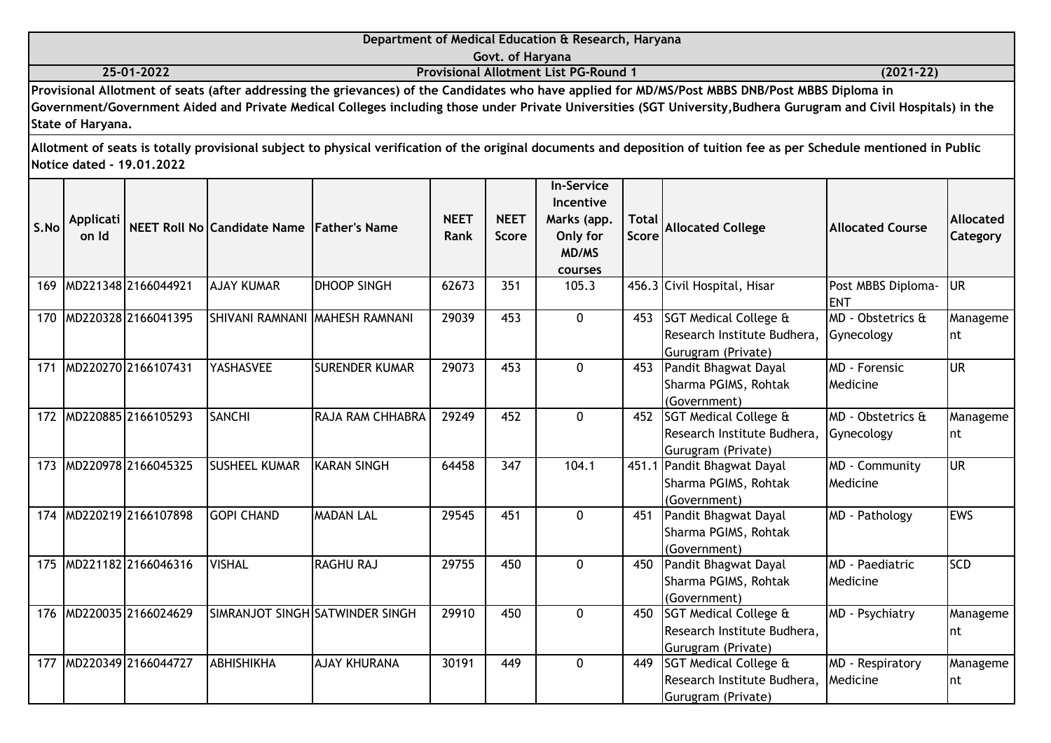Department of Medical Education & Research, Haryana

Govt. of Haryana

25-01-2022 | Provisional Allotment List PG-Round 1 | (2021-22)

**Provisional Allotment of seats (after addressing the grievances) of the Candidates who have applied for MD/MS/Post MBBS DNB/Post MBBS Diploma in Government/Government Aided and Private Medical Colleges including those under Private Universities (SGT University,Budhera Gurugram and Civil Hospitals) in the State of Haryana.**

**Allotment of seats is totally provisional subject to physical verification of the original documents and deposition of tuition fee as per Schedule mentioned in Public Notice dated - 19.01.2022**

| S.No | Application Id | NEET Roll No | Candidate Name | Father's Name | NEET Rank | NEET Score | In-Service Incentive Marks (app. Only for MD/MS courses | Total Score | Allocated College | Allocated Course | Allocated Category |
|---|---|---|---|---|---|---|---|---|---|---|---|
| 169 | MD221348 | 2166044921 | AJAY KUMAR | DHOOP SINGH | 62673 | 351 | 105.3 | 456.3 | Civil Hospital, Hisar | Post MBBS Diploma-ENT | UR |
| 170 | MD220328 | 2166041395 | SHIVANI RAMNANI | MAHESH RAMNANI | 29039 | 453 | 0 | 453 | SGT Medical College & Research Institute Budhera, Gurugram (Private) | MD - Obstetrics & Gynecology | Management |
| 171 | MD220270 | 2166107431 | YASHASVEE | SURENDER KUMAR | 29073 | 453 | 0 | 453 | Pandit Bhagwat Dayal Sharma PGIMS, Rohtak (Government) | MD - Forensic Medicine | UR |
| 172 | MD220885 | 2166105293 | SANCHI | RAJA RAM CHHABRA | 29249 | 452 | 0 | 452 | SGT Medical College & Research Institute Budhera, Gurugram (Private) | MD - Obstetrics & Gynecology | Management |
| 173 | MD220978 | 2166045325 | SUSHEEL KUMAR | KARAN SINGH | 64458 | 347 | 104.1 | 451.1 | Pandit Bhagwat Dayal Sharma PGIMS, Rohtak (Government) | MD - Community Medicine | UR |
| 174 | MD220219 | 2166107898 | GOPI CHAND | MADAN LAL | 29545 | 451 | 0 | 451 | Pandit Bhagwat Dayal Sharma PGIMS, Rohtak (Government) | MD - Pathology | EWS |
| 175 | MD221182 | 2166046316 | VISHAL | RAGHU RAJ | 29755 | 450 | 0 | 450 | Pandit Bhagwat Dayal Sharma PGIMS, Rohtak (Government) | MD - Paediatric Medicine | SCD |
| 176 | MD220035 | 2166024629 | SIMRANJOT SINGH | SATWINDER SINGH | 29910 | 450 | 0 | 450 | SGT Medical College & Research Institute Budhera, Gurugram (Private) | MD - Psychiatry | Management |
| 177 | MD220349 | 2166044727 | ABHISHIKHA | AJAY KHURANA | 30191 | 449 | 0 | 449 | SGT Medical College & Research Institute Budhera, Gurugram (Private) | MD - Respiratory Medicine | Management |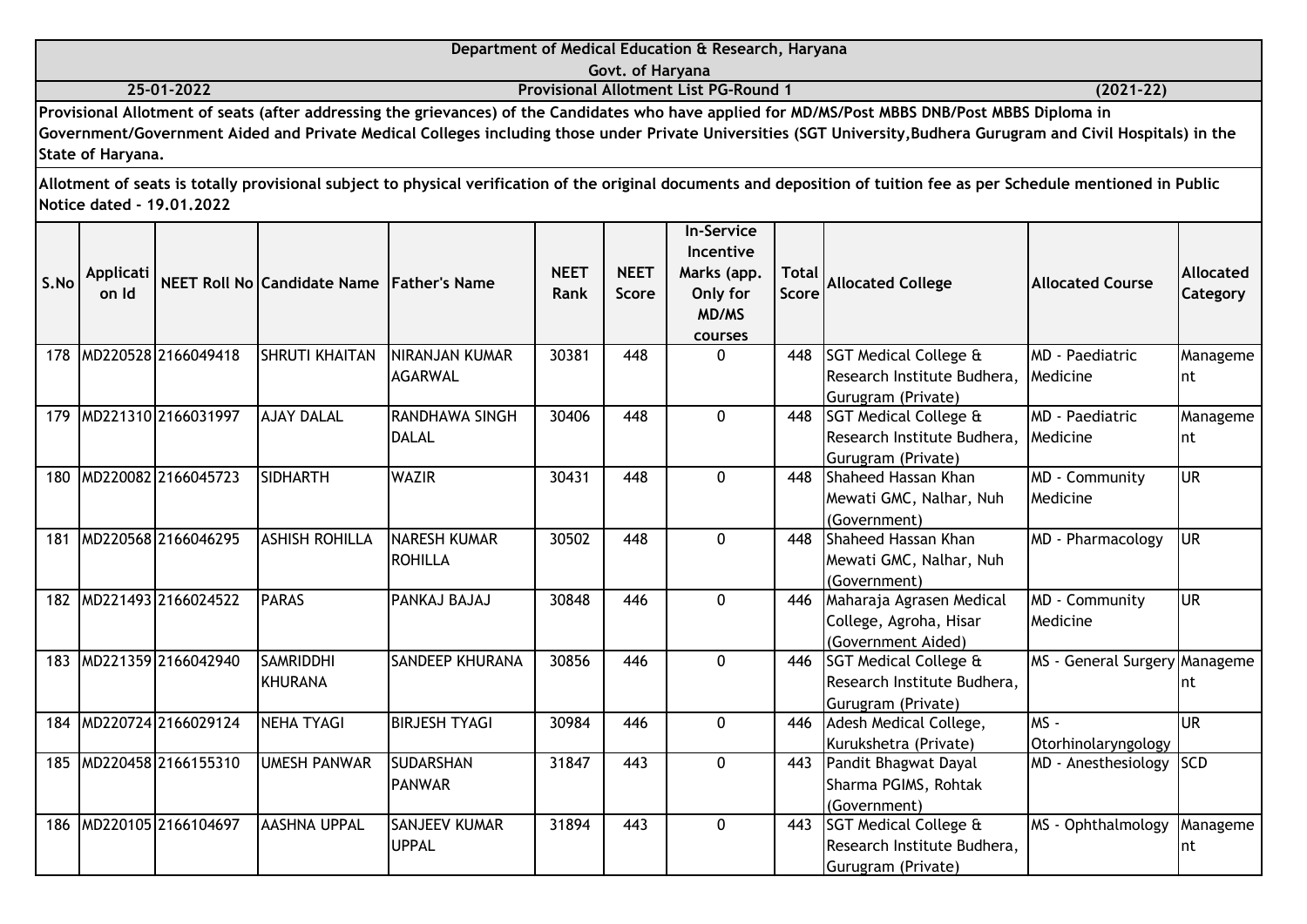**Department of Medical Education & Research, Haryana**

**Govt. of Haryana**

**25-01-2022** | **Provisional Allotment List PG-Round 1** | **(2021-22)**

**Provisional Allotment of seats (after addressing the grievances) of the Candidates who have applied for MD/MS/Post MBBS DNB/Post MBBS Diploma in Government/Government Aided and Private Medical Colleges including those under Private Universities (SGT University,Budhera Gurugram and Civil Hospitals) in the State of Haryana.**

**Allotment of seats is totally provisional subject to physical verification of the original documents and deposition of tuition fee as per Schedule mentioned in Public Notice dated - 19.01.2022**

| S.No | Application Id | NEET Roll No | Candidate Name | Father's Name | NEET Rank | NEET Score | In-Service Incentive Marks (app. Only for MD/MS courses | Total Score | Allocated College | Allocated Course | Allocated Category |
|---|---|---|---|---|---|---|---|---|---|---|---|
| 178 | MD220528 | 2166049418 | SHRUTI KHAITAN | NIRANJAN KUMAR AGARWAL | 30381 | 448 | 0 | 448 | SGT Medical College & Research Institute Budhera, Gurugram (Private) | MD - Paediatric Medicine | Management |
| 179 | MD221310 | 2166031997 | AJAY DALAL | RANDHAWA SINGH DALAL | 30406 | 448 | 0 | 448 | SGT Medical College & Research Institute Budhera, Gurugram (Private) | MD - Paediatric Medicine | Management |
| 180 | MD220082 | 2166045723 | SIDHARTH | WAZIR | 30431 | 448 | 0 | 448 | Shaheed Hassan Khan Mewati GMC, Nalhar, Nuh (Government) | MD - Community Medicine | UR |
| 181 | MD220568 | 2166046295 | ASHISH ROHILLA | NARESH KUMAR ROHILLA | 30502 | 448 | 0 | 448 | Shaheed Hassan Khan Mewati GMC, Nalhar, Nuh (Government) | MD - Pharmacology | UR |
| 182 | MD221493 | 2166024522 | PARAS | PANKAJ BAJAJ | 30848 | 446 | 0 | 446 | Maharaja Agrasen Medical College, Agroha, Hisar (Government Aided) | MD - Community Medicine | UR |
| 183 | MD221359 | 2166042940 | SAMRIDDHI KHURANA | SANDEEP KHURANA | 30856 | 446 | 0 | 446 | SGT Medical College & Research Institute Budhera, Gurugram (Private) | MS - General Surgery | Management |
| 184 | MD220724 | 2166029124 | NEHA TYAGI | BIRJESH TYAGI | 30984 | 446 | 0 | 446 | Adesh Medical College, Kurukshetra (Private) | MS - Otorhinolaryngology | UR |
| 185 | MD220458 | 2166155310 | UMESH PANWAR | SUDARSHAN PANWAR | 31847 | 443 | 0 | 443 | Pandit Bhagwat Dayal Sharma PGIMS, Rohtak (Government) | MD - Anesthesiology | SCD |
| 186 | MD220105 | 2166104697 | AASHNA UPPAL | SANJEEV KUMAR UPPAL | 31894 | 443 | 0 | 443 | SGT Medical College & Research Institute Budhera, Gurugram (Private) | MS - Ophthalmology | Management |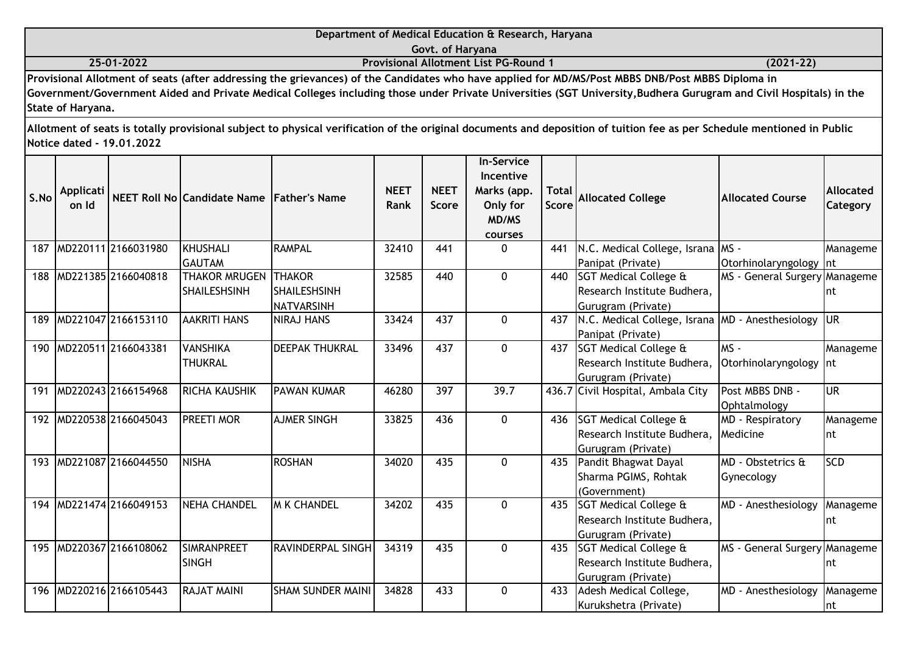**Department of Medical Education & Research, Haryana**

**Govt. of Haryana**

**25-01-2022** **Provisional Allotment List PG-Round 1** **(2021-22)**

**Provisional Allotment of seats (after addressing the grievances) of the Candidates who have applied for MD/MS/Post MBBS DNB/Post MBBS Diploma in Government/Government Aided and Private Medical Colleges including those under Private Universities (SGT University,Budhera Gurugram and Civil Hospitals) in the State of Haryana.**

**Allotment of seats is totally provisional subject to physical verification of the original documents and deposition of tuition fee as per Schedule mentioned in Public Notice dated - 19.01.2022**

| S.No | Application Id | NEET Roll No | Candidate Name | Father's Name | NEET Rank | NEET Score | In-Service Incentive Marks (app. Only for MD/MS courses | Total Score | Allocated College | Allocated Course | Allocated Category |
|---|---|---|---|---|---|---|---|---|---|---|---|
| 187 | MD220111 | 2166031980 | KHUSHALI GAUTAM | RAMPAL | 32410 | 441 | 0 | 441 | N.C. Medical College, Israna Panipat (Private) | MS - Otorhinolaryngology | Management |
| 188 | MD221385 | 2166040818 | THAKOR MRUGEN SHAILESHSINH | THAKOR SHAILESHSINH NATVARSINH | 32585 | 440 | 0 | 440 | SGT Medical College & Research Institute Budhera, Gurugram (Private) | MS - General Surgery | Management |
| 189 | MD221047 | 2166153110 | AAKRITI HANS | NIRAJ HANS | 33424 | 437 | 0 | 437 | N.C. Medical College, Israna Panipat (Private) | MD - Anesthesiology | UR |
| 190 | MD220511 | 2166043381 | VANSHIKA THUKRAL | DEEPAK THUKRAL | 33496 | 437 | 0 | 437 | SGT Medical College & Research Institute Budhera, Gurugram (Private) | MS - Otorhinolaryngology | Management |
| 191 | MD220243 | 2166154968 | RICHA KAUSHIK | PAWAN KUMAR | 46280 | 397 | 39.7 | 436.7 | Civil Hospital, Ambala City | Post MBBS DNB - Ophtalmology | UR |
| 192 | MD220538 | 2166045043 | PREETI MOR | AJMER SINGH | 33825 | 436 | 0 | 436 | SGT Medical College & Research Institute Budhera, Gurugram (Private) | MD - Respiratory Medicine | Management |
| 193 | MD221087 | 2166044550 | NISHA | ROSHAN | 34020 | 435 | 0 | 435 | Pandit Bhagwat Dayal Sharma PGIMS, Rohtak (Government) | MD - Obstetrics & Gynecology | SCD |
| 194 | MD221474 | 2166049153 | NEHA CHANDEL | M K CHANDEL | 34202 | 435 | 0 | 435 | SGT Medical College & Research Institute Budhera, Gurugram (Private) | MD - Anesthesiology | Management |
| 195 | MD220367 | 2166108062 | SIMRANPREET SINGH | RAVINDERPAL SINGH | 34319 | 435 | 0 | 435 | SGT Medical College & Research Institute Budhera, Gurugram (Private) | MS - General Surgery | Management |
| 196 | MD220216 | 2166105443 | RAJAT MAINI | SHAM SUNDER MAINI | 34828 | 433 | 0 | 433 | Adesh Medical College, Kurukshetra (Private) | MD - Anesthesiology | Management |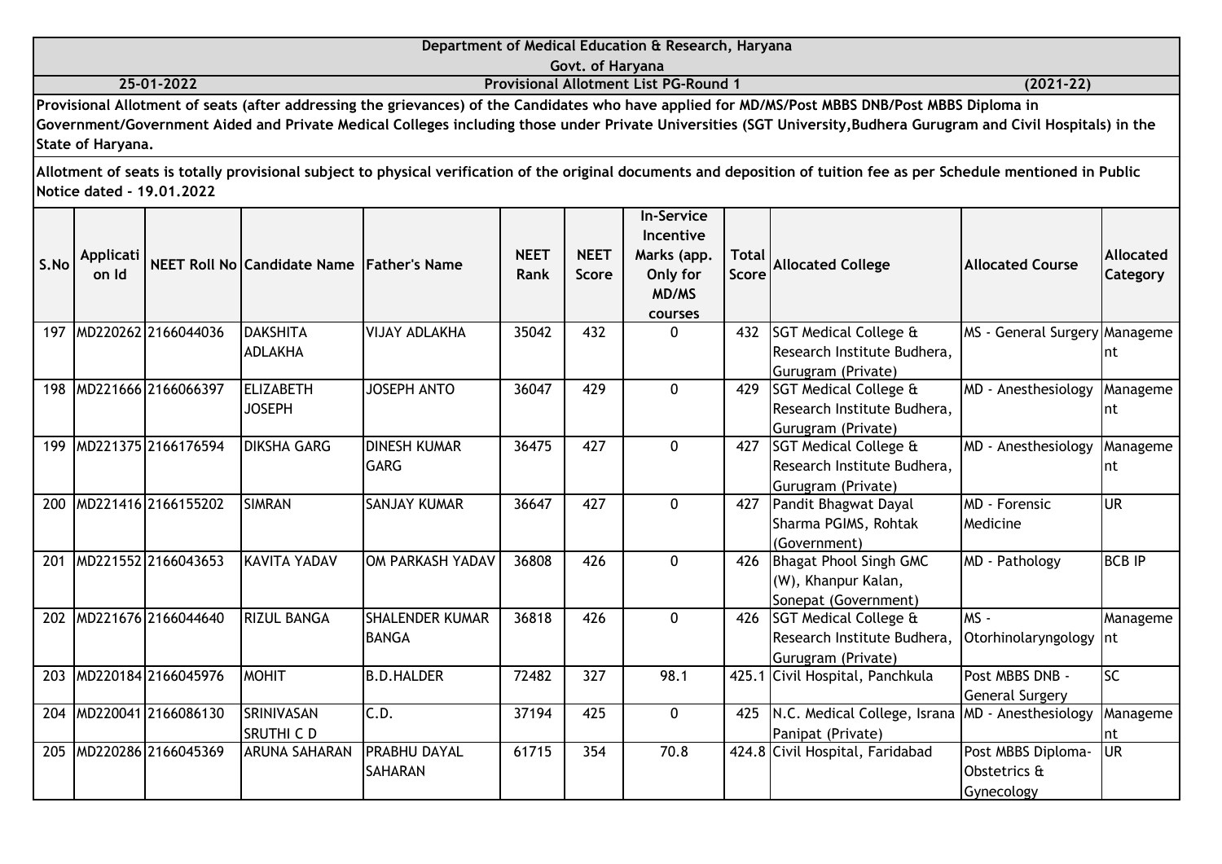**Department of Medical Education & Research, Haryana**

**Govt. of Haryana**

**25-01-2022** | **Provisional Allotment List PG-Round 1** | **(2021-22)**

**Provisional Allotment of seats (after addressing the grievances) of the Candidates who have applied for MD/MS/Post MBBS DNB/Post MBBS Diploma in Government/Government Aided and Private Medical Colleges including those under Private Universities (SGT University,Budhera Gurugram and Civil Hospitals) in the State of Haryana.**

**Allotment of seats is totally provisional subject to physical verification of the original documents and deposition of tuition fee as per Schedule mentioned in Public Notice dated - 19.01.2022**

| S.No | Application Id | NEET Roll No | Candidate Name | Father's Name | NEET Rank | NEET Score | In-Service Incentive Marks (app. Only for MD/MS courses | Total Score | Allocated College | Allocated Course | Allocated Category |
|---|---|---|---|---|---|---|---|---|---|---|---|
| 197 | MD220262 | 2166044036 | DAKSHITA ADLAKHA | VIJAY ADLAKHA | 35042 | 432 | 0 | 432 | SGT Medical College & Research Institute Budhera, Gurugram (Private) | MS - General Surgery | Management |
| 198 | MD221666 | 2166066397 | ELIZABETH JOSEPH | JOSEPH ANTO | 36047 | 429 | 0 | 429 | SGT Medical College & Research Institute Budhera, Gurugram (Private) | MD - Anesthesiology | Management |
| 199 | MD221375 | 2166176594 | DIKSHA GARG | DINESH KUMAR GARG | 36475 | 427 | 0 | 427 | SGT Medical College & Research Institute Budhera, Gurugram (Private) | MD - Anesthesiology | Management |
| 200 | MD221416 | 2166155202 | SIMRAN | SANJAY KUMAR | 36647 | 427 | 0 | 427 | Pandit Bhagwat Dayal Sharma PGIMS, Rohtak (Government) | MD - Forensic Medicine | UR |
| 201 | MD221552 | 2166043653 | KAVITA YADAV | OM PARKASH YADAV | 36808 | 426 | 0 | 426 | Bhagat Phool Singh GMC (W), Khanpur Kalan, Sonepat (Government) | MD - Pathology | BCB IP |
| 202 | MD221676 | 2166044640 | RIZUL BANGA | SHALENDER KUMAR BANGA | 36818 | 426 | 0 | 426 | SGT Medical College & Research Institute Budhera, Gurugram (Private) | MS - Otorhinolaryngology | Management |
| 203 | MD220184 | 2166045976 | MOHIT | B.D.HALDER | 72482 | 327 | 98.1 | 425.1 | Civil Hospital, Panchkula | Post MBBS DNB - General Surgery | SC |
| 204 | MD220041 | 2166086130 | SRINIVASAN SRUTHI C D | C.D. | 37194 | 425 | 0 | 425 | N.C. Medical College, Israna Panipat (Private) | MD - Anesthesiology | Management |
| 205 | MD220286 | 2166045369 | ARUNA SAHARAN | PRABHU DAYAL SAHARAN | 61715 | 354 | 70.8 | 424.8 | Civil Hospital, Faridabad | Post MBBS Diploma- Obstetrics & Gynecology | UR |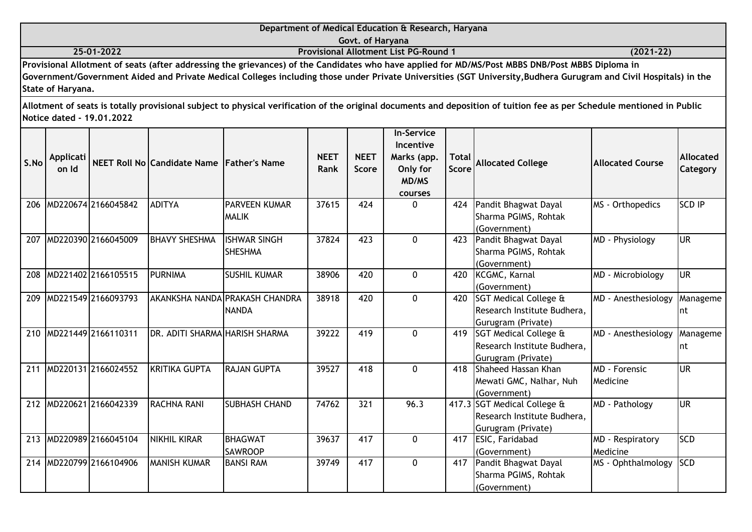**Department of Medical Education & Research, Haryana**

**Govt. of Haryana**

**25-01-2022** | **Provisional Allotment List PG-Round 1** | **(2021-22)**

**Provisional Allotment of seats (after addressing the grievances) of the Candidates who have applied for MD/MS/Post MBBS DNB/Post MBBS Diploma in Government/Government Aided and Private Medical Colleges including those under Private Universities (SGT University,Budhera Gurugram and Civil Hospitals) in the State of Haryana.**

**Allotment of seats is totally provisional subject to physical verification of the original documents and deposition of tuition fee as per Schedule mentioned in Public Notice dated - 19.01.2022**

| S.No | Application Id | NEET Roll No | Candidate Name | Father's Name | NEET Rank | NEET Score | In-Service Incentive Marks (app. Only for MD/MS courses | Total Score | Allocated College | Allocated Course | Allocated Category |
|---|---|---|---|---|---|---|---|---|---|---|---|
| 206 | MD220674 | 2166045842 | ADITYA | PARVEEN KUMAR MALIK | 37615 | 424 | 0 | 424 | Pandit Bhagwat Dayal Sharma PGIMS, Rohtak (Government) | MS - Orthopedics | SCD IP |
| 207 | MD220390 | 2166045009 | BHAVY SHESHMA | ISHWAR SINGH SHESHMA | 37824 | 423 | 0 | 423 | Pandit Bhagwat Dayal Sharma PGIMS, Rohtak (Government) | MD - Physiology | UR |
| 208 | MD221402 | 2166105515 | PURNIMA | SUSHIL KUMAR | 38906 | 420 | 0 | 420 | KCGMC, Karnal (Government) | MD - Microbiology | UR |
| 209 | MD221549 | 2166093793 | AKANKSHA NANDA | PRAKASH CHANDRA NANDA | 38918 | 420 | 0 | 420 | SGT Medical College & Research Institute Budhera, Gurugram (Private) | MD - Anesthesiology | Management |
| 210 | MD221449 | 2166110311 | DR. ADITI SHARMA | HARISH SHARMA | 39222 | 419 | 0 | 419 | SGT Medical College & Research Institute Budhera, Gurugram (Private) | MD - Anesthesiology | Management |
| 211 | MD220131 | 2166024552 | KRITIKA GUPTA | RAJAN GUPTA | 39527 | 418 | 0 | 418 | Shaheed Hassan Khan Mewati GMC, Nalhar, Nuh (Government) | MD - Forensic Medicine | UR |
| 212 | MD220621 | 2166042339 | RACHNA RANI | SUBHASH CHAND | 74762 | 321 | 96.3 | 417.3 | SGT Medical College & Research Institute Budhera, Gurugram (Private) | MD - Pathology | UR |
| 213 | MD220989 | 2166045104 | NIKHIL KIRAR | BHAGWAT SAWROOP | 39637 | 417 | 0 | 417 | ESIC, Faridabad (Government) | MD - Respiratory Medicine | SCD |
| 214 | MD220799 | 2166104906 | MANISH KUMAR | BANSI RAM | 39749 | 417 | 0 | 417 | Pandit Bhagwat Dayal Sharma PGIMS, Rohtak (Government) | MS - Ophthalmology | SCD |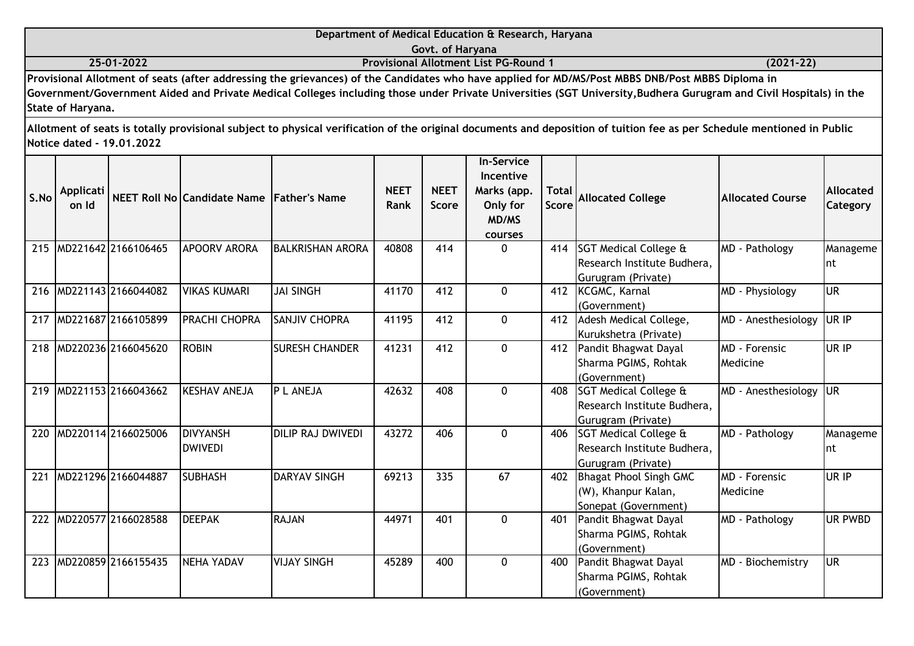**Department of Medical Education & Research, Haryana**

**Govt. of Haryana**

**25-01-2022** | **Provisional Allotment List PG-Round 1** | **(2021-22)**

**Provisional Allotment of seats (after addressing the grievances) of the Candidates who have applied for MD/MS/Post MBBS DNB/Post MBBS Diploma in Government/Government Aided and Private Medical Colleges including those under Private Universities (SGT University,Budhera Gurugram and Civil Hospitals) in the State of Haryana.**

**Allotment of seats is totally provisional subject to physical verification of the original documents and deposition of tuition fee as per Schedule mentioned in Public Notice dated - 19.01.2022**

| S.No | Application Id | NEET Roll No | Candidate Name | Father's Name | NEET Rank | NEET Score | In-Service Incentive Marks (app. Only for MD/MS courses | Total Score | Allocated College | Allocated Course | Allocated Category |
|---|---|---|---|---|---|---|---|---|---|---|---|
| 215 | MD221642 | 2166106465 | APOORV ARORA | BALKRISHAN ARORA | 40808 | 414 | 0 | 414 | SGT Medical College & Research Institute Budhera, Gurugram (Private) | MD - Pathology | Management |
| 216 | MD221143 | 2166044082 | VIKAS KUMARI | JAI SINGH | 41170 | 412 | 0 | 412 | KCGMC, Karnal (Government) | MD - Physiology | UR |
| 217 | MD221687 | 2166105899 | PRACHI CHOPRA | SANJIV CHOPRA | 41195 | 412 | 0 | 412 | Adesh Medical College, Kurukshetra (Private) | MD - Anesthesiology | UR IP |
| 218 | MD220236 | 2166045620 | ROBIN | SURESH CHANDER | 41231 | 412 | 0 | 412 | Pandit Bhagwat Dayal Sharma PGIMS, Rohtak (Government) | MD - Forensic Medicine | UR IP |
| 219 | MD221153 | 2166043662 | KESHAV ANEJA | P L ANEJA | 42632 | 408 | 0 | 408 | SGT Medical College & Research Institute Budhera, Gurugram (Private) | MD - Anesthesiology | UR |
| 220 | MD220114 | 2166025006 | DIVYANSH DWIVEDI | DILIP RAJ DWIVEDI | 43272 | 406 | 0 | 406 | SGT Medical College & Research Institute Budhera, Gurugram (Private) | MD - Pathology | Management |
| 221 | MD221296 | 2166044887 | SUBHASH | DARYAV SINGH | 69213 | 335 | 67 | 402 | Bhagat Phool Singh GMC (W), Khanpur Kalan, Sonepat (Government) | MD - Forensic Medicine | UR IP |
| 222 | MD220577 | 2166028588 | DEEPAK | RAJAN | 44971 | 401 | 0 | 401 | Pandit Bhagwat Dayal Sharma PGIMS, Rohtak (Government) | MD - Pathology | UR PWBD |
| 223 | MD220859 | 2166155435 | NEHA YADAV | VIJAY SINGH | 45289 | 400 | 0 | 400 | Pandit Bhagwat Dayal Sharma PGIMS, Rohtak (Government) | MD - Biochemistry | UR |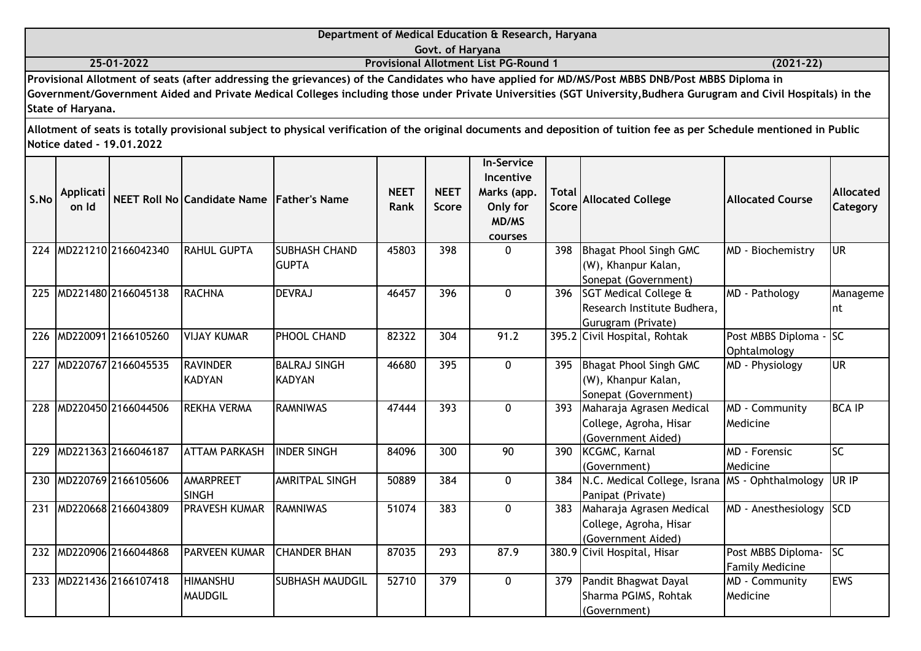**Department of Medical Education & Research, Haryana**

**Govt. of Haryana**

**25-01-2022** | **Provisional Allotment List PG-Round 1** | **(2021-22)**

**Provisional Allotment of seats (after addressing the grievances) of the Candidates who have applied for MD/MS/Post MBBS DNB/Post MBBS Diploma in Government/Government Aided and Private Medical Colleges including those under Private Universities (SGT University,Budhera Gurugram and Civil Hospitals) in the State of Haryana.**

**Allotment of seats is totally provisional subject to physical verification of the original documents and deposition of tuition fee as per Schedule mentioned in Public Notice dated - 19.01.2022**

| S.No | Application Id | NEET Roll No | Candidate Name | Father's Name | NEET Rank | NEET Score | In-Service Incentive Marks (app. Only for MD/MS courses | Total Score | Allocated College | Allocated Course | Allocated Category |
|---|---|---|---|---|---|---|---|---|---|---|---|
| 224 | MD221210 | 2166042340 | RAHUL GUPTA | SUBHASH CHAND GUPTA | 45803 | 398 | 0 | 398 | Bhagat Phool Singh GMC (W), Khanpur Kalan, Sonepat (Government) | MD - Biochemistry | UR |
| 225 | MD221480 | 2166045138 | RACHNA | DEVRAJ | 46457 | 396 | 0 | 396 | SGT Medical College & Research Institute Budhera, Gurugram (Private) | MD - Pathology | Management |
| 226 | MD220091 | 2166105260 | VIJAY KUMAR | PHOOL CHAND | 82322 | 304 | 91.2 | 395.2 | Civil Hospital, Rohtak | Post MBBS Diploma - Ophtalmology | SC |
| 227 | MD220767 | 2166045535 | RAVINDER KADYAN | BALRAJ SINGH KADYAN | 46680 | 395 | 0 | 395 | Bhagat Phool Singh GMC (W), Khanpur Kalan, Sonepat (Government) | MD - Physiology | UR |
| 228 | MD220450 | 2166044506 | REKHA VERMA | RAMNIWAS | 47444 | 393 | 0 | 393 | Maharaja Agrasen Medical College, Agroha, Hisar (Government Aided) | MD - Community Medicine | BCA IP |
| 229 | MD221363 | 2166046187 | ATTAM PARKASH | INDER SINGH | 84096 | 300 | 90 | 390 | KCGMC, Karnal (Government) | MD - Forensic Medicine | SC |
| 230 | MD220769 | 2166105606 | AMARPREET SINGH | AMRITPAL SINGH | 50889 | 384 | 0 | 384 | N.C. Medical College, Israna Panipat (Private) | MS - Ophthalmology | UR IP |
| 231 | MD220668 | 2166043809 | PRAVESH KUMAR | RAMNIWAS | 51074 | 383 | 0 | 383 | Maharaja Agrasen Medical College, Agroha, Hisar (Government Aided) | MD - Anesthesiology | SCD |
| 232 | MD220906 | 2166044868 | PARVEEN KUMAR | CHANDER BHAN | 87035 | 293 | 87.9 | 380.9 | Civil Hospital, Hisar | Post MBBS Diploma-Family Medicine | SC |
| 233 | MD221436 | 2166107418 | HIMANSHU MAUDGIL | SUBHASH MAUDGIL | 52710 | 379 | 0 | 379 | Pandit Bhagwat Dayal Sharma PGIMS, Rohtak (Government) | MD - Community Medicine | EWS |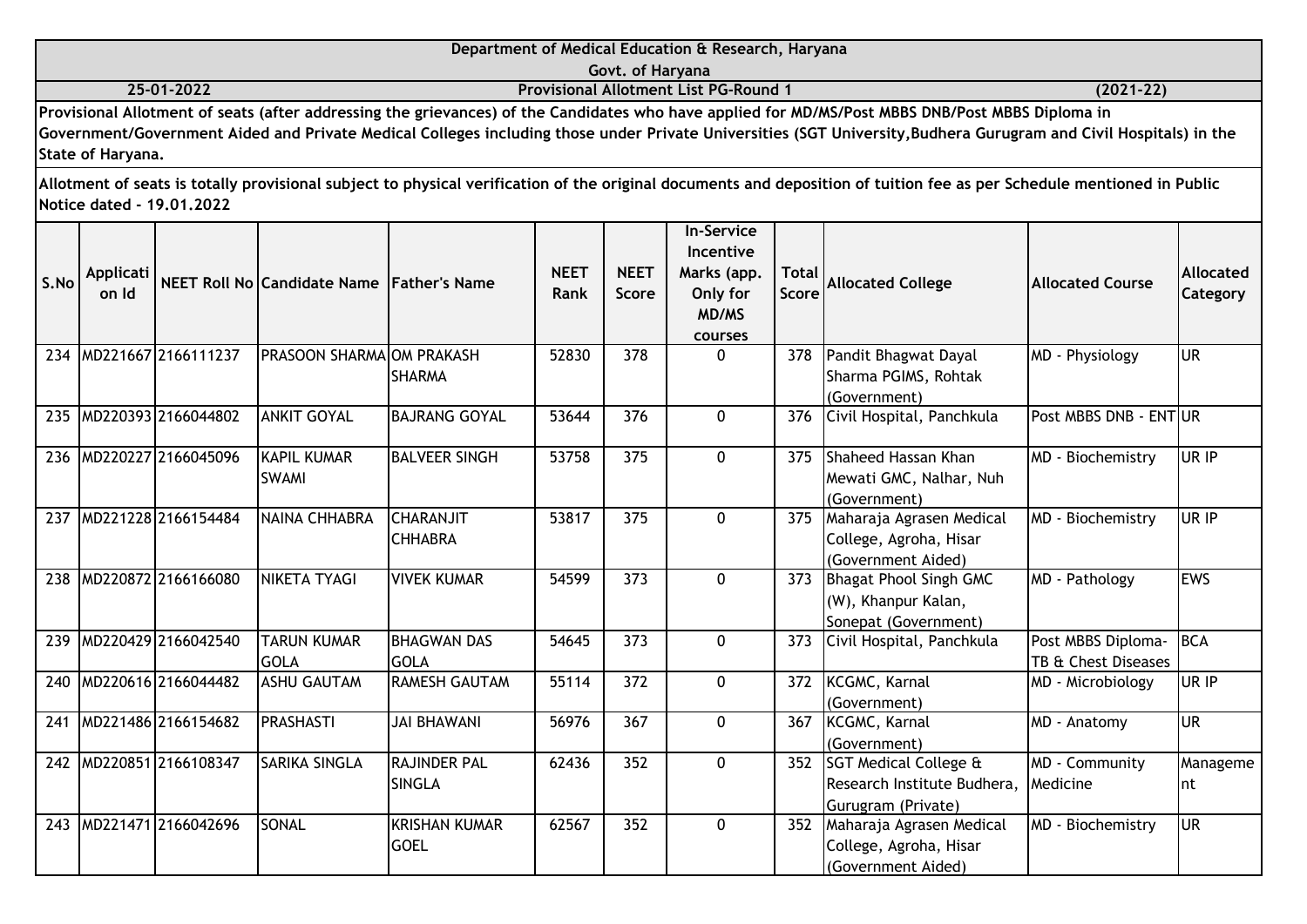**Department of Medical Education & Research, Haryana**

**Govt. of Haryana**

**25-01-2022** | **Provisional Allotment List PG-Round 1** | **(2021-22)**

**Provisional Allotment of seats (after addressing the grievances) of the Candidates who have applied for MD/MS/Post MBBS DNB/Post MBBS Diploma in Government/Government Aided and Private Medical Colleges including those under Private Universities (SGT University,Budhera Gurugram and Civil Hospitals) in the State of Haryana.**

**Allotment of seats is totally provisional subject to physical verification of the original documents and deposition of tuition fee as per Schedule mentioned in Public Notice dated - 19.01.2022**

| S.No | Application Id | NEET Roll No | Candidate Name | Father's Name | NEET Rank | NEET Score | In-Service Incentive Marks (app. Only for MD/MS courses | Total Score | Allocated College | Allocated Course | Allocated Category |
|---|---|---|---|---|---|---|---|---|---|---|---|
| 234 | MD221667 | 2166111237 | PRASOON SHARMA | OM PRAKASH SHARMA | 52830 | 378 | 0 | 378 | Pandit Bhagwat Dayal Sharma PGIMS, Rohtak (Government) | MD - Physiology | UR |
| 235 | MD220393 | 2166044802 | ANKIT GOYAL | BAJRANG GOYAL | 53644 | 376 | 0 | 376 | Civil Hospital, Panchkula | Post MBBS DNB - ENT | UR |
| 236 | MD220227 | 2166045096 | KAPIL KUMAR SWAMI | BALVEER SINGH | 53758 | 375 | 0 | 375 | Shaheed Hassan Khan Mewati GMC, Nalhar, Nuh (Government) | MD - Biochemistry | UR IP |
| 237 | MD221228 | 2166154484 | NAINA CHHABRA | CHARANJIT CHHABRA | 53817 | 375 | 0 | 375 | Maharaja Agrasen Medical College, Agroha, Hisar (Government Aided) | MD - Biochemistry | UR IP |
| 238 | MD220872 | 2166166080 | NIKETA TYAGI | VIVEK KUMAR | 54599 | 373 | 0 | 373 | Bhagat Phool Singh GMC (W), Khanpur Kalan, Sonepat (Government) | MD - Pathology | EWS |
| 239 | MD220429 | 2166042540 | TARUN KUMAR GOLA | BHAGWAN DAS GOLA | 54645 | 373 | 0 | 373 | Civil Hospital, Panchkula | Post MBBS Diploma-TB & Chest Diseases | BCA |
| 240 | MD220616 | 2166044482 | ASHU GAUTAM | RAMESH GAUTAM | 55114 | 372 | 0 | 372 | KCGMC, Karnal (Government) | MD - Microbiology | UR IP |
| 241 | MD221486 | 2166154682 | PRASHASTI | JAI BHAWANI | 56976 | 367 | 0 | 367 | KCGMC, Karnal (Government) | MD - Anatomy | UR |
| 242 | MD220851 | 2166108347 | SARIKA SINGLA | RAJINDER PAL SINGLA | 62436 | 352 | 0 | 352 | SGT Medical College & Research Institute Budhera, Gurugram (Private) | MD - Community Medicine | Management |
| 243 | MD221471 | 2166042696 | SONAL | KRISHAN KUMAR GOEL | 62567 | 352 | 0 | 352 | Maharaja Agrasen Medical College, Agroha, Hisar (Government Aided) | MD - Biochemistry | UR |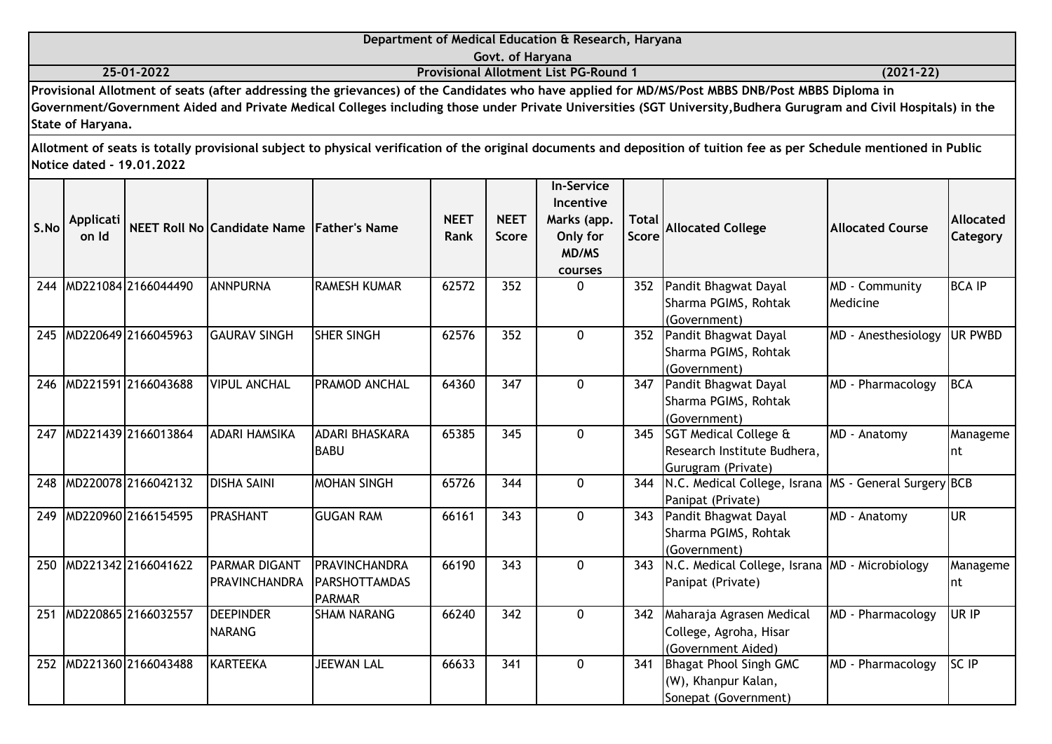Department of Medical Education & Research, Haryana

Govt. of Haryana

25-01-2022 | Provisional Allotment List PG-Round 1 | (2021-22)

**Provisional Allotment of seats (after addressing the grievances) of the Candidates who have applied for MD/MS/Post MBBS DNB/Post MBBS Diploma in Government/Government Aided and Private Medical Colleges including those under Private Universities (SGT University,Budhera Gurugram and Civil Hospitals) in the State of Haryana.**

**Allotment of seats is totally provisional subject to physical verification of the original documents and deposition of tuition fee as per Schedule mentioned in Public Notice dated - 19.01.2022**

| S.No | Application Id | NEET Roll No | Candidate Name | Father's Name | NEET Rank | NEET Score | In-Service Incentive Marks (app. Only for MD/MS courses | Total Score | Allocated College | Allocated Course | Allocated Category |
|---|---|---|---|---|---|---|---|---|---|---|---|
| 244 | MD221084 | 2166044490 | ANNPURNA | RAMESH KUMAR | 62572 | 352 | 0 | 352 | Pandit Bhagwat Dayal Sharma PGIMS, Rohtak (Government) | MD - Community Medicine | BCA IP |
| 245 | MD220649 | 2166045963 | GAURAV SINGH | SHER SINGH | 62576 | 352 | 0 | 352 | Pandit Bhagwat Dayal Sharma PGIMS, Rohtak (Government) | MD - Anesthesiology | UR PWBD |
| 246 | MD221591 | 2166043688 | VIPUL ANCHAL | PRAMOD ANCHAL | 64360 | 347 | 0 | 347 | Pandit Bhagwat Dayal Sharma PGIMS, Rohtak (Government) | MD - Pharmacology | BCA |
| 247 | MD221439 | 2166013864 | ADARI HAMSIKA | ADARI BHASKARA BABU | 65385 | 345 | 0 | 345 | SGT Medical College & Research Institute Budhera, Gurugram (Private) | MD - Anatomy | Management |
| 248 | MD220078 | 2166042132 | DISHA SAINI | MOHAN SINGH | 65726 | 344 | 0 | 344 | N.C. Medical College, Israna Panipat (Private) | MS - General Surgery | BCB |
| 249 | MD220960 | 2166154595 | PRASHANT | GUGAN RAM | 66161 | 343 | 0 | 343 | Pandit Bhagwat Dayal Sharma PGIMS, Rohtak (Government) | MD - Anatomy | UR |
| 250 | MD221342 | 2166041622 | PARMAR DIGANT PRAVINCHANDRA | PRAVINCHANDRA PARSHOTTAMDAS PARMAR | 66190 | 343 | 0 | 343 | N.C. Medical College, Israna Panipat (Private) | MD - Microbiology | Management |
| 251 | MD220865 | 2166032557 | DEEPINDER NARANG | SHAM NARANG | 66240 | 342 | 0 | 342 | Maharaja Agrasen Medical College, Agroha, Hisar (Government Aided) | MD - Pharmacology | UR IP |
| 252 | MD221360 | 2166043488 | KARTEEKA | JEEWAN LAL | 66633 | 341 | 0 | 341 | Bhagat Phool Singh GMC (W), Khanpur Kalan, Sonepat (Government) | MD - Pharmacology | SC IP |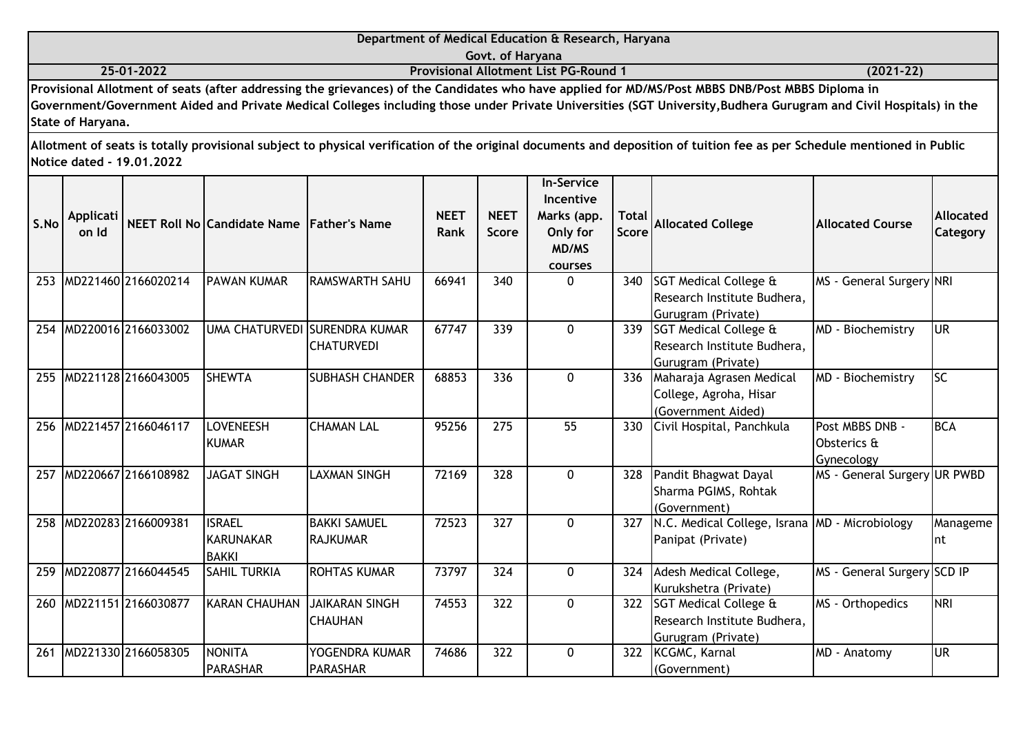Department of Medical Education & Research, Haryana

Govt. of Haryana

25-01-2022 | Provisional Allotment List PG-Round 1 | (2021-22)

**Provisional Allotment of seats (after addressing the grievances) of the Candidates who have applied for MD/MS/Post MBBS DNB/Post MBBS Diploma in Government/Government Aided and Private Medical Colleges including those under Private Universities (SGT University,Budhera Gurugram and Civil Hospitals) in the State of Haryana.**

**Allotment of seats is totally provisional subject to physical verification of the original documents and deposition of tuition fee as per Schedule mentioned in Public Notice dated - 19.01.2022**

| S.No | Application Id | NEET Roll No | Candidate Name | Father's Name | NEET Rank | NEET Score | In-Service Incentive Marks (app. Only for MD/MS courses | Total Score | Allocated College | Allocated Course | Allocated Category |
|---|---|---|---|---|---|---|---|---|---|---|---|
| 253 | MD221460 | 2166020214 | PAWAN KUMAR | RAMSWARTH SAHU | 66941 | 340 | 0 | 340 | SGT Medical College & Research Institute Budhera, Gurugram (Private) | MS - General Surgery | NRI |
| 254 | MD220016 | 2166033002 | UMA CHATURVEDI | SURENDRA KUMAR CHATURVEDI | 67747 | 339 | 0 | 339 | SGT Medical College & Research Institute Budhera, Gurugram (Private) | MD - Biochemistry | UR |
| 255 | MD221128 | 2166043005 | SHEWTA | SUBHASH CHANDER | 68853 | 336 | 0 | 336 | Maharaja Agrasen Medical College, Agroha, Hisar (Government Aided) | MD - Biochemistry | SC |
| 256 | MD221457 | 2166046117 | LOVENEESH KUMAR | CHAMAN LAL | 95256 | 275 | 55 | 330 | Civil Hospital, Panchkula | Post MBBS DNB - Obsterics & Gynecology | BCA |
| 257 | MD220667 | 2166108982 | JAGAT SINGH | LAXMAN SINGH | 72169 | 328 | 0 | 328 | Pandit Bhagwat Dayal Sharma PGIMS, Rohtak (Government) | MS - General Surgery | UR PWBD |
| 258 | MD220283 | 2166009381 | ISRAEL KARUNAKAR BAKKI | BAKKI SAMUEL RAJKUMAR | 72523 | 327 | 0 | 327 | N.C. Medical College, Israna Panipat (Private) | MD - Microbiology | Management |
| 259 | MD220877 | 2166044545 | SAHIL TURKIA | ROHTAS KUMAR | 73797 | 324 | 0 | 324 | Adesh Medical College, Kurukshetra (Private) | MS - General Surgery | SCD IP |
| 260 | MD221151 | 2166030877 | KARAN CHAUHAN | JAIKARAN SINGH CHAUHAN | 74553 | 322 | 0 | 322 | SGT Medical College & Research Institute Budhera, Gurugram (Private) | MS - Orthopedics | NRI |
| 261 | MD221330 | 2166058305 | NONITA PARASHAR | YOGENDRA KUMAR PARASHAR | 74686 | 322 | 0 | 322 | KCGMC, Karnal (Government) | MD - Anatomy | UR |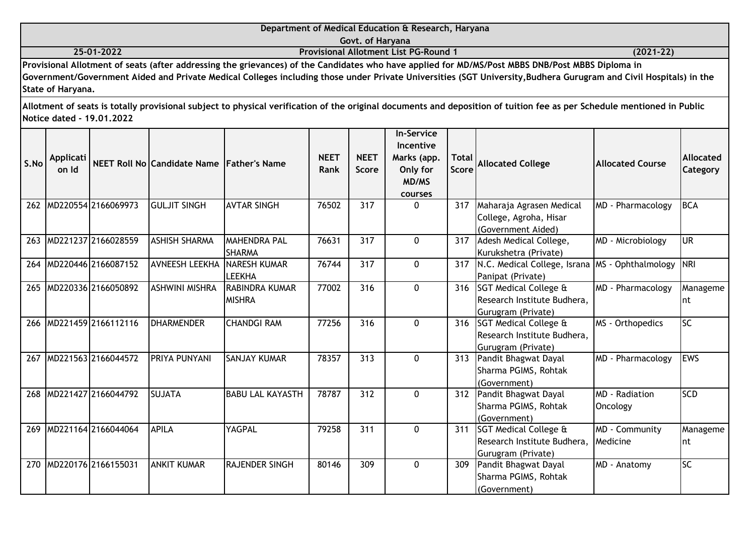# Department of Medical Education & Research, Haryana

## Govt. of Haryana

**25-01-2022** **Provisional Allotment List PG-Round 1** **(2021-22)**

**Provisional Allotment of seats (after addressing the grievances) of the Candidates who have applied for MD/MS/Post MBBS DNB/Post MBBS Diploma in Government/Government Aided and Private Medical Colleges including those under Private Universities (SGT University,Budhera Gurugram and Civil Hospitals) in the State of Haryana.**

**Allotment of seats is totally provisional subject to physical verification of the original documents and deposition of tuition fee as per Schedule mentioned in Public Notice dated - 19.01.2022**

| S.No | Application Id | NEET Roll No | Candidate Name | Father's Name | NEET Rank | NEET Score | In-Service Incentive Marks (app. Only for MD/MS courses | Total Score | Allocated College | Allocated Course | Allocated Category |
|---|---|---|---|---|---|---|---|---|---|---|---|
| 262 | MD220554 | 2166069973 | GULJIT SINGH | AVTAR SINGH | 76502 | 317 | 0 | 317 | Maharaja Agrasen Medical College, Agroha, Hisar (Government Aided) | MD - Pharmacology | BCA |
| 263 | MD221237 | 2166028559 | ASHISH SHARMA | MAHENDRA PAL SHARMA | 76631 | 317 | 0 | 317 | Adesh Medical College, Kurukshetra (Private) | MD - Microbiology | UR |
| 264 | MD220446 | 2166087152 | AVNEESH LEEKHA | NARESH KUMAR LEEKHA | 76744 | 317 | 0 | 317 | N.C. Medical College, Israna Panipat (Private) | MS - Ophthalmology | NRI |
| 265 | MD220336 | 2166050892 | ASHWINI MISHRA | RABINDRA KUMAR MISHRA | 77002 | 316 | 0 | 316 | SGT Medical College & Research Institute Budhera, Gurugram (Private) | MD - Pharmacology | Management |
| 266 | MD221459 | 2166112116 | DHARMENDER | CHANDGI RAM | 77256 | 316 | 0 | 316 | SGT Medical College & Research Institute Budhera, Gurugram (Private) | MS - Orthopedics | SC |
| 267 | MD221563 | 2166044572 | PRIYA PUNYANI | SANJAY KUMAR | 78357 | 313 | 0 | 313 | Pandit Bhagwat Dayal Sharma PGIMS, Rohtak (Government) | MD - Pharmacology | EWS |
| 268 | MD221427 | 2166044792 | SUJATA | BABU LAL KAYASTH | 78787 | 312 | 0 | 312 | Pandit Bhagwat Dayal Sharma PGIMS, Rohtak (Government) | MD - Radiation Oncology | SCD |
| 269 | MD221164 | 2166044064 | APILA | YAGPAL | 79258 | 311 | 0 | 311 | SGT Medical College & Research Institute Budhera, Gurugram (Private) | MD - Community Medicine | Management |
| 270 | MD220176 | 2166155031 | ANKIT KUMAR | RAJENDER SINGH | 80146 | 309 | 0 | 309 | Pandit Bhagwat Dayal Sharma PGIMS, Rohtak (Government) | MD - Anatomy | SC |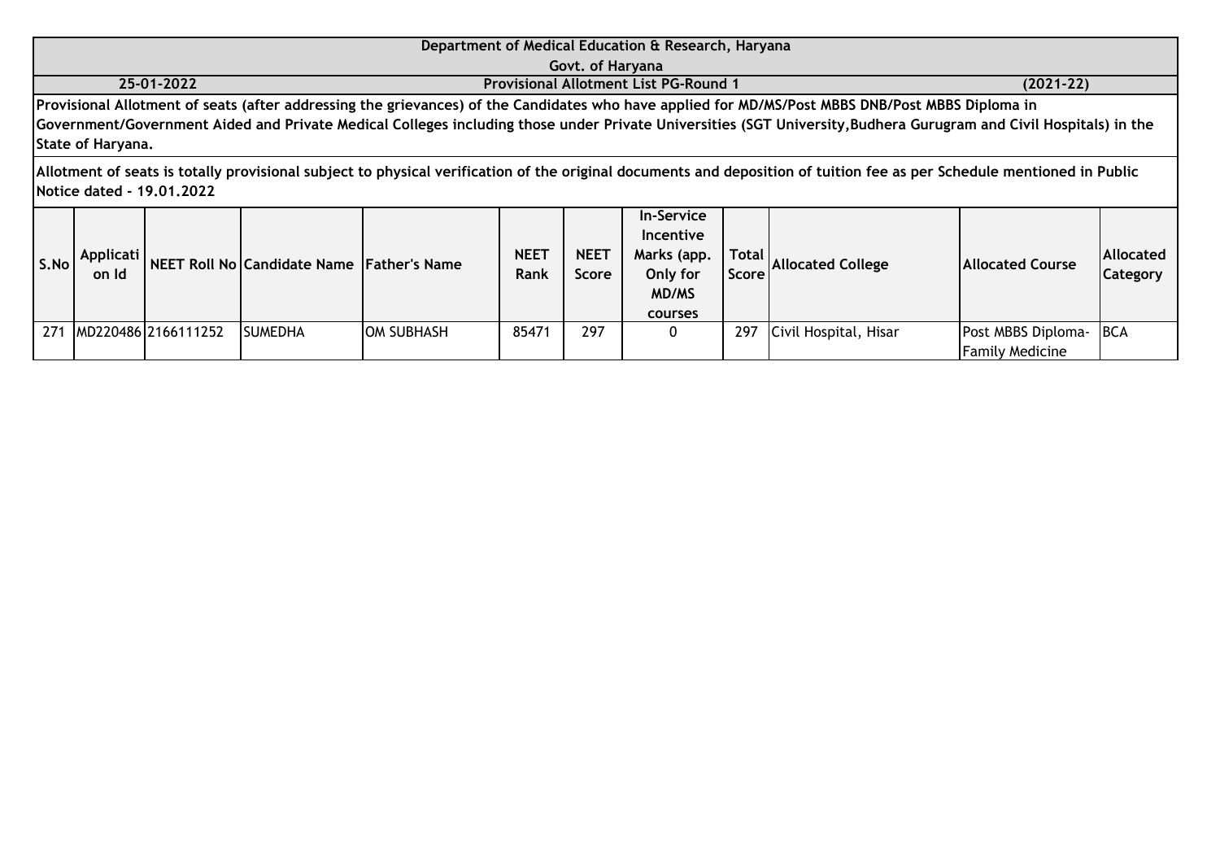**Department of Medical Education & Research, Haryana**

**Govt. of Haryana**

**25-01-2022** **Provisional Allotment List PG-Round 1** **(2021-22)**

**Provisional Allotment of seats (after addressing the grievances) of the Candidates who have applied for MD/MS/Post MBBS DNB/Post MBBS Diploma in Government/Government Aided and Private Medical Colleges including those under Private Universities (SGT University,Budhera Gurugram and Civil Hospitals) in the State of Haryana.**

**Allotment of seats is totally provisional subject to physical verification of the original documents and deposition of tuition fee as per Schedule mentioned in Public Notice dated - 19.01.2022**

| S.No | Application Id | NEET Roll No | Candidate Name | Father's Name | NEET Rank | NEET Score | In-Service Incentive Marks (app. Only for MD/MS courses | Total Score | Allocated College | Allocated Course | Allocated Category |
|---|---|---|---|---|---|---|---|---|---|---|---|
| 271 | MD220486 | 2166111252 | SUMEDHA | OM SUBHASH | 85471 | 297 | 0 | 297 | Civil Hospital, Hisar | Post MBBS Diploma-Family Medicine | BCA |